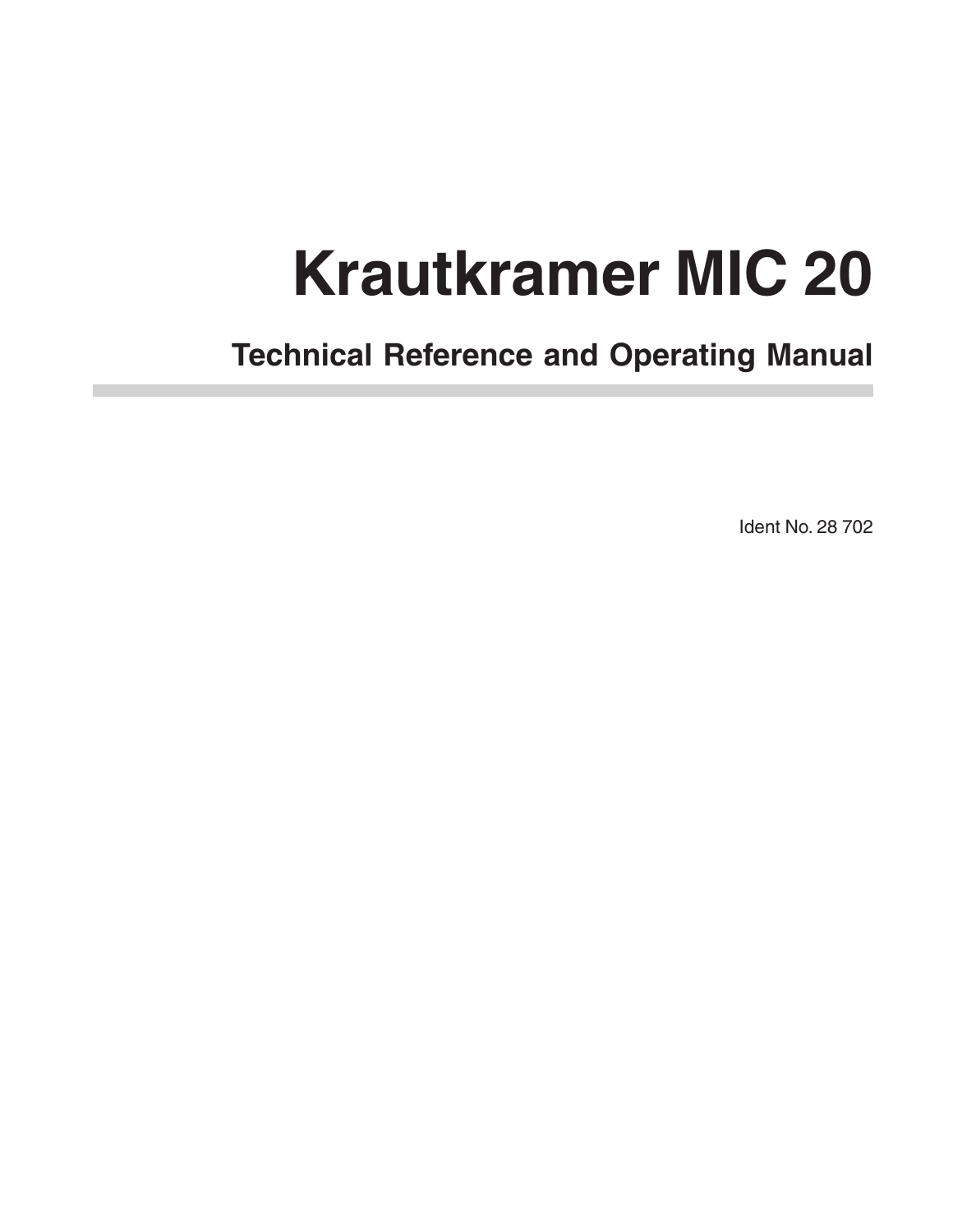# Krautkramer MIC 20

## Technical Reference and Operating Manual

Ident No. 28 702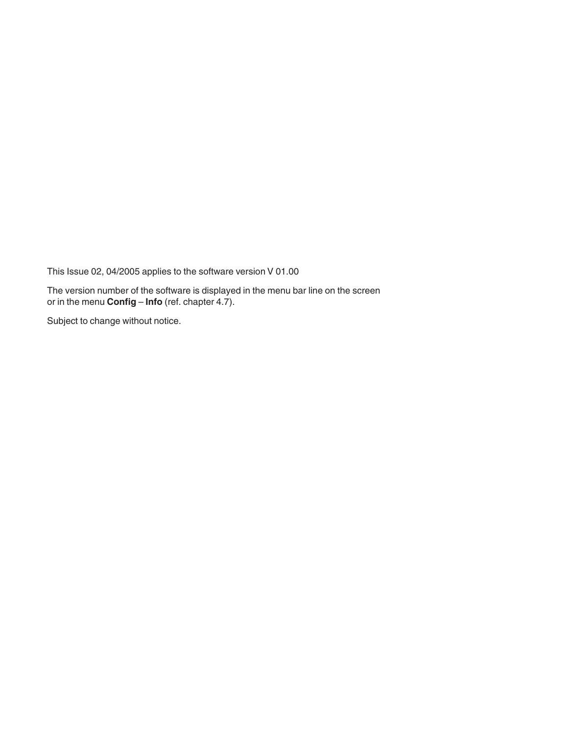This Issue 02, 04/2005 applies to the software version V 01.00

The version number of the software is displayed in the menu bar line on the screen or in the menu **Config** – **Info** (ref. chapter 4.7).

Subject to change without notice.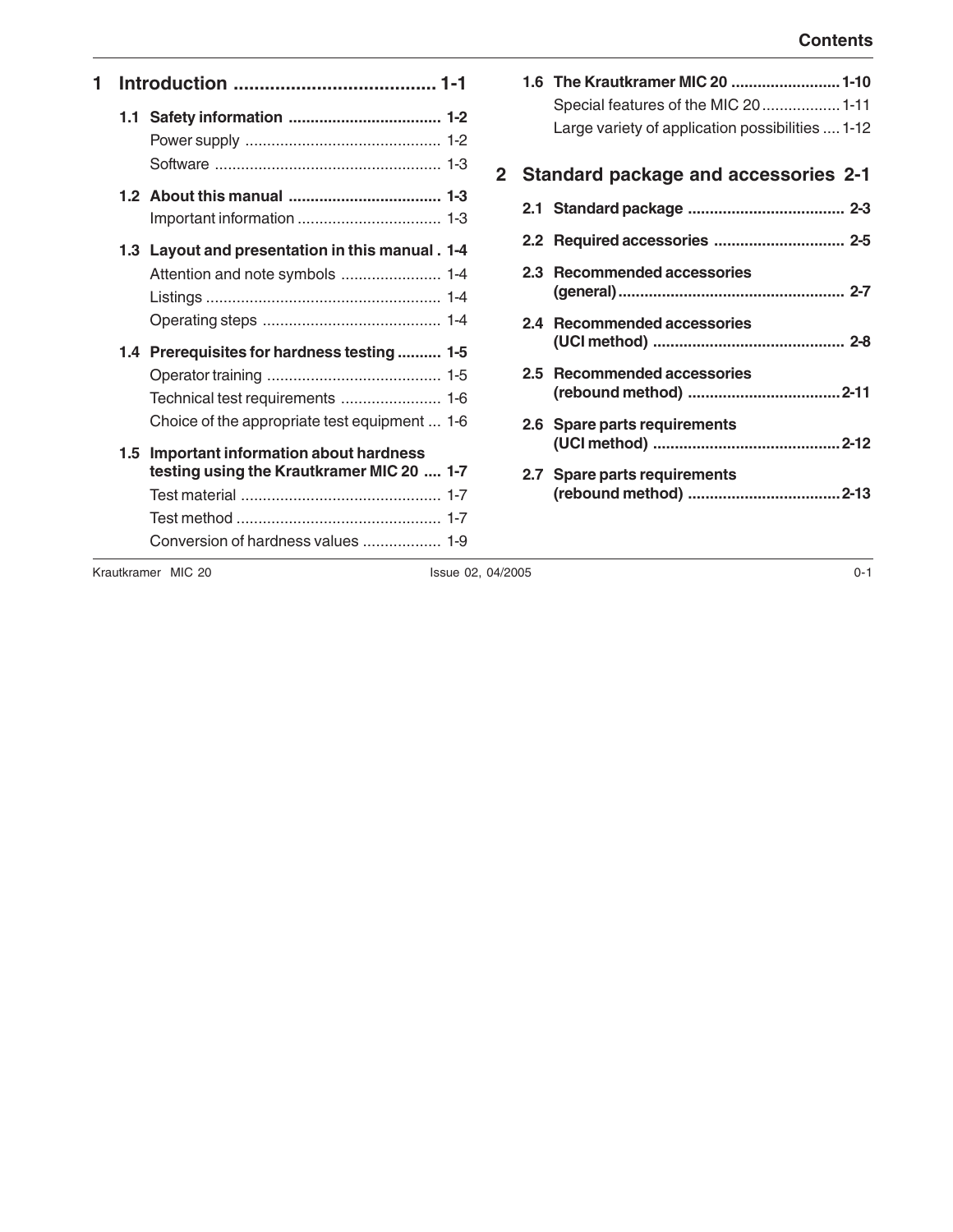# Contents

**1 Introduction ....................................... 1-1**

**1.1 Safety information ................................... 1-2**
Power supply ............................................. 1-2
Software .................................................... 1-3

**1.2 About this manual ................................... 1-3**
Important information ................................. 1-3

**1.3 Layout and presentation in this manual . 1-4**
Attention and note symbols ....................... 1-4
Listings ...................................................... 1-4
Operating steps ......................................... 1-4

**1.4 Prerequisites for hardness testing .......... 1-5**
Operator training ........................................ 1-5
Technical test requirements ....................... 1-6
Choice of the appropriate test equipment ... 1-6

**1.5 Important information about hardness testing using the Krautkramer MIC 20 .... 1-7**
Test material .............................................. 1-7
Test method ............................................... 1-7
Conversion of hardness values .................. 1-9

**1.6 The Krautkramer MIC 20 ......................... 1-10**
Special features of the MIC 20 .................. 1-11
Large variety of application possibilities .... 1-12

**2 Standard package and accessories 2-1**

**2.1 Standard package .................................... 2-3**

**2.2 Required accessories .............................. 2-5**

**2.3 Recommended accessories (general) .................................................... 2-7**

**2.4 Recommended accessories (UCI method) ............................................ 2-8**

**2.5 Recommended accessories (rebound method) .................................. 2-11**

**2.6 Spare parts requirements (UCI method) ........................................... 2-12**

**2.7 Spare parts requirements (rebound method) .................................. 2-13**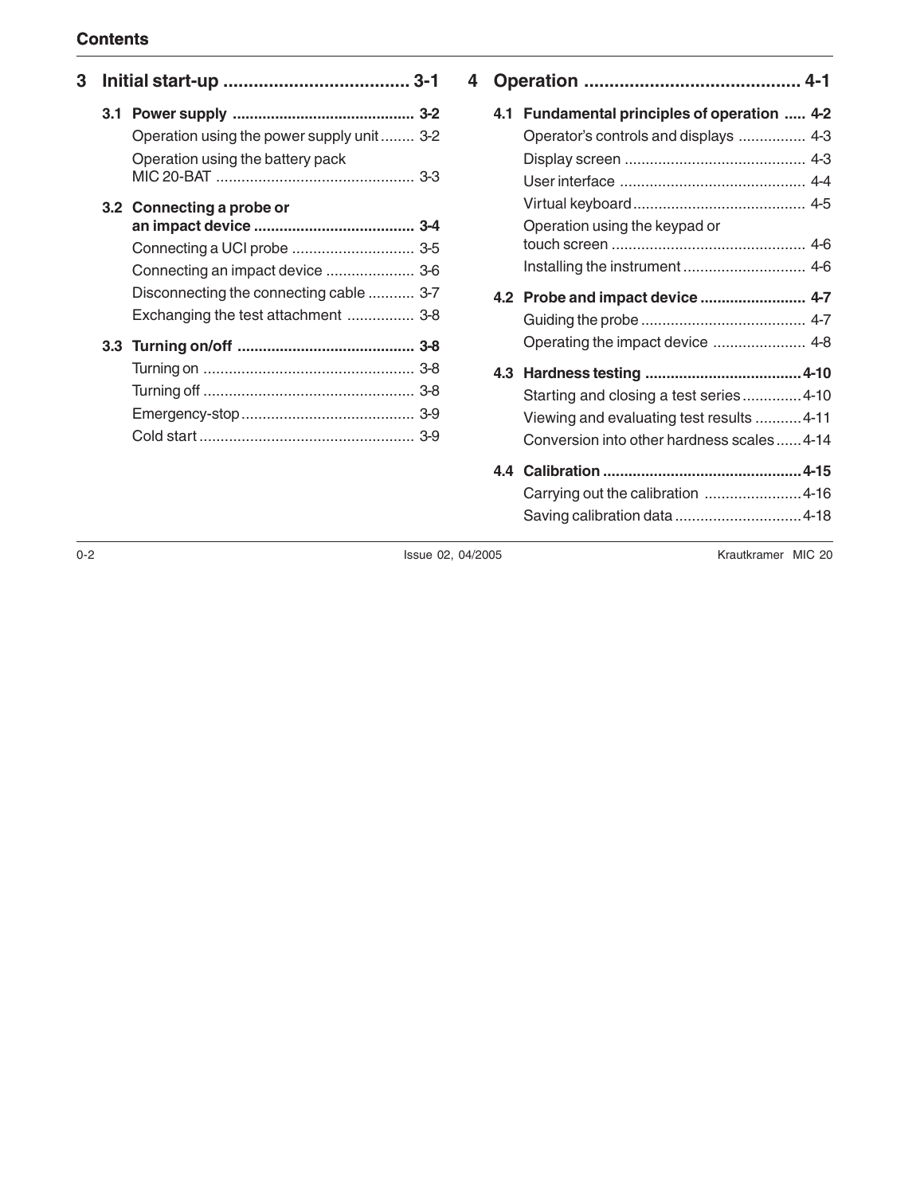# Contents

## 3 Initial start-up ..................................... 3-1

**3.1 Power supply ........................................... 3-2**
- Operation using the power supply unit ........ 3-2
- Operation using the battery pack MIC 20-BAT ............................................... 3-3

**3.2 Connecting a probe or an impact device ...................................... 3-4**
- Connecting a UCI probe ............................. 3-5
- Connecting an impact device ..................... 3-6
- Disconnecting the connecting cable ........... 3-7
- Exchanging the test attachment ................ 3-8

**3.3 Turning on/off .......................................... 3-8**
- Turning on .................................................. 3-8
- Turning off .................................................. 3-8
- Emergency-stop ......................................... 3-9
- Cold start ................................................... 3-9

## 4 Operation ........................................... 4-1

**4.1 Fundamental principles of operation ..... 4-2**
- Operator's controls and displays ................ 4-3
- Display screen ........................................... 4-3
- User interface ............................................ 4-4
- Virtual keyboard ......................................... 4-5
- Operation using the keypad or touch screen .............................................. 4-6
- Installing the instrument ............................. 4-6

**4.2 Probe and impact device ......................... 4-7**
- Guiding the probe ....................................... 4-7
- Operating the impact device ...................... 4-8

**4.3 Hardness testing ..................................... 4-10**
- Starting and closing a test series .............. 4-10
- Viewing and evaluating test results ........... 4-11
- Conversion into other hardness scales ...... 4-14

**4.4 Calibration ............................................... 4-15**
- Carrying out the calibration ....................... 4-16
- Saving calibration data .............................. 4-18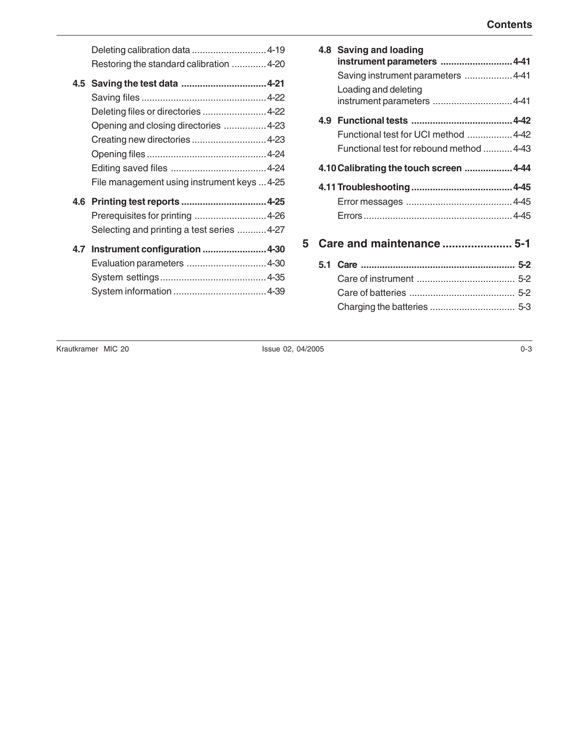Deleting calibration data ............................ 4-19
Restoring the standard calibration ............. 4-20

**4.5 Saving the test data ................................ 4-21**
Saving files ............................................... 4-22
Deleting files or directories ........................ 4-22
Opening and closing directories ................ 4-23
Creating new directories ............................ 4-23
Opening files ............................................. 4-24
Editing saved files .................................... 4-24
File management using instrument keys ... 4-25

**4.6 Printing test reports ................................ 4-25**
Prerequisites for printing ........................... 4-26
Selecting and printing a test series ........... 4-27

**4.7 Instrument configuration ........................ 4-30**
Evaluation parameters .............................. 4-30
System settings ......................................... 4-35
System information ................................... 4-39

**4.8 Saving and loading instrument parameters ........................... 4-41**
Saving instrument parameters .................. 4-41
Loading and deleting instrument parameters .............................. 4-41

**4.9 Functional tests ...................................... 4-42**
Functional test for UCI method ................. 4-42
Functional test for rebound method ........... 4-43

**4.10 Calibrating the touch screen .................. 4-44**

**4.11 Troubleshooting ...................................... 4-45**
Error messages ......................................... 4-45
Errors ........................................................ 4-45

## 5 Care and maintenance ...................... 5-1

**5.1 Care .......................................................... 5-2**
Care of instrument ..................................... 5-2
Care of batteries ........................................ 5-2
Charging the batteries ................................ 5-3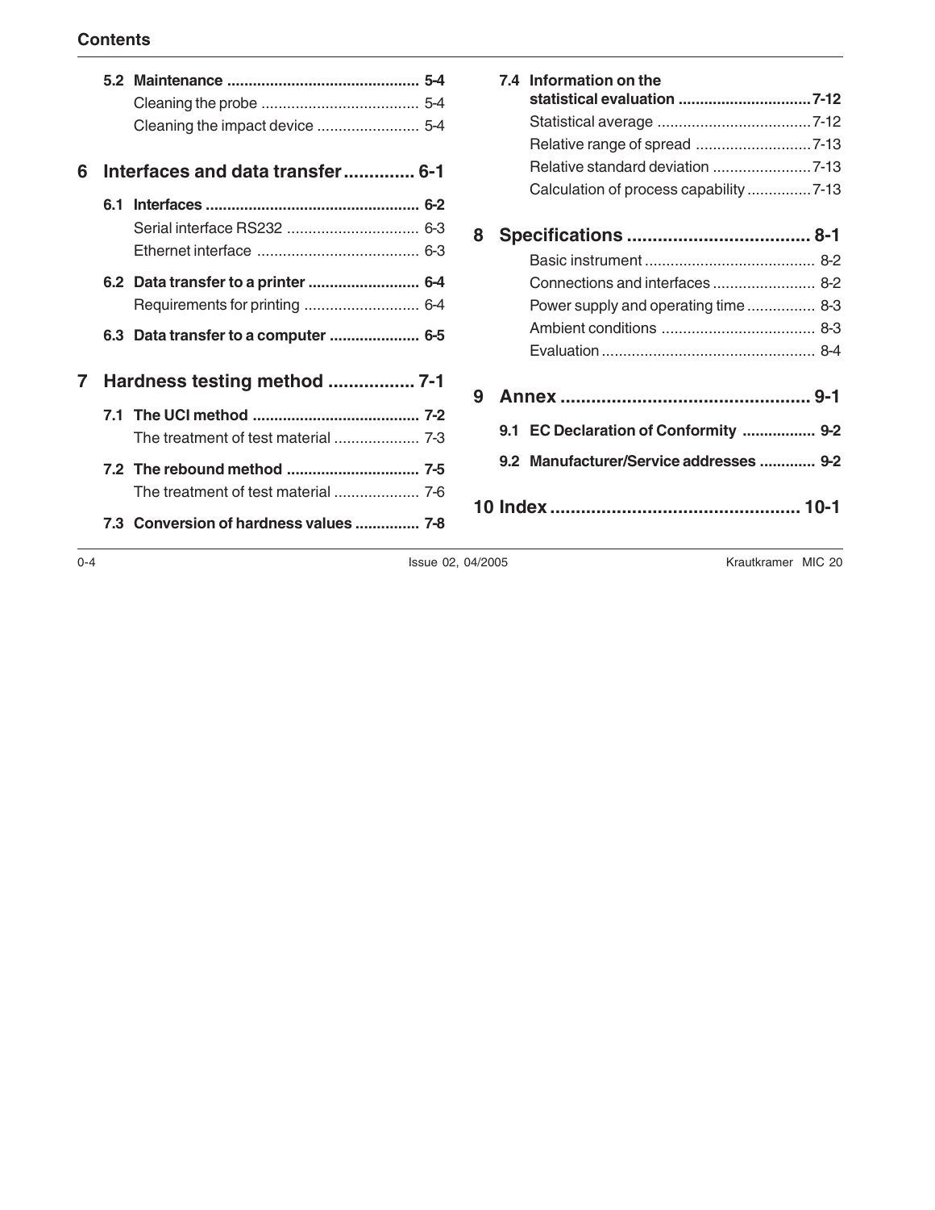**5.2 Maintenance ............................................ 5-4**

Cleaning the probe .................................... 5-4

Cleaning the impact device ........................ 5-4

## 6 Interfaces and data transfer ............. 6-1

**6.1 Interfaces ................................................. 6-2**

Serial interface RS232 .............................. 6-3

Ethernet interface ..................................... 6-3

**6.2 Data transfer to a printer .......................... 6-4**

Requirements for printing ........................... 6-4

**6.3 Data transfer to a computer ..................... 6-5**

## 7 Hardness testing method ................ 7-1

**7.1 The UCI method ....................................... 7-2**

The treatment of test material .................... 7-3

**7.2 The rebound method ............................... 7-5**

The treatment of test material .................... 7-6

**7.3 Conversion of hardness values ............... 7-8**

**7.4 Information on the statistical evaluation .............................. 7-12**

Statistical average .................................... 7-12

Relative range of spread ........................... 7-13

Relative standard deviation ....................... 7-13

Calculation of process capability ............... 7-13

## 8 Specifications ................................... 8-1

Basic instrument ........................................ 8-2

Connections and interfaces ........................ 8-2

Power supply and operating time ................ 8-3

Ambient conditions .................................... 8-3

Evaluation .................................................. 8-4

## 9 Annex ................................................ 9-1

**9.1 EC Declaration of Conformity ................. 9-2**

**9.2 Manufacturer/Service addresses ............. 9-2**

## 10 Index ................................................ 10-1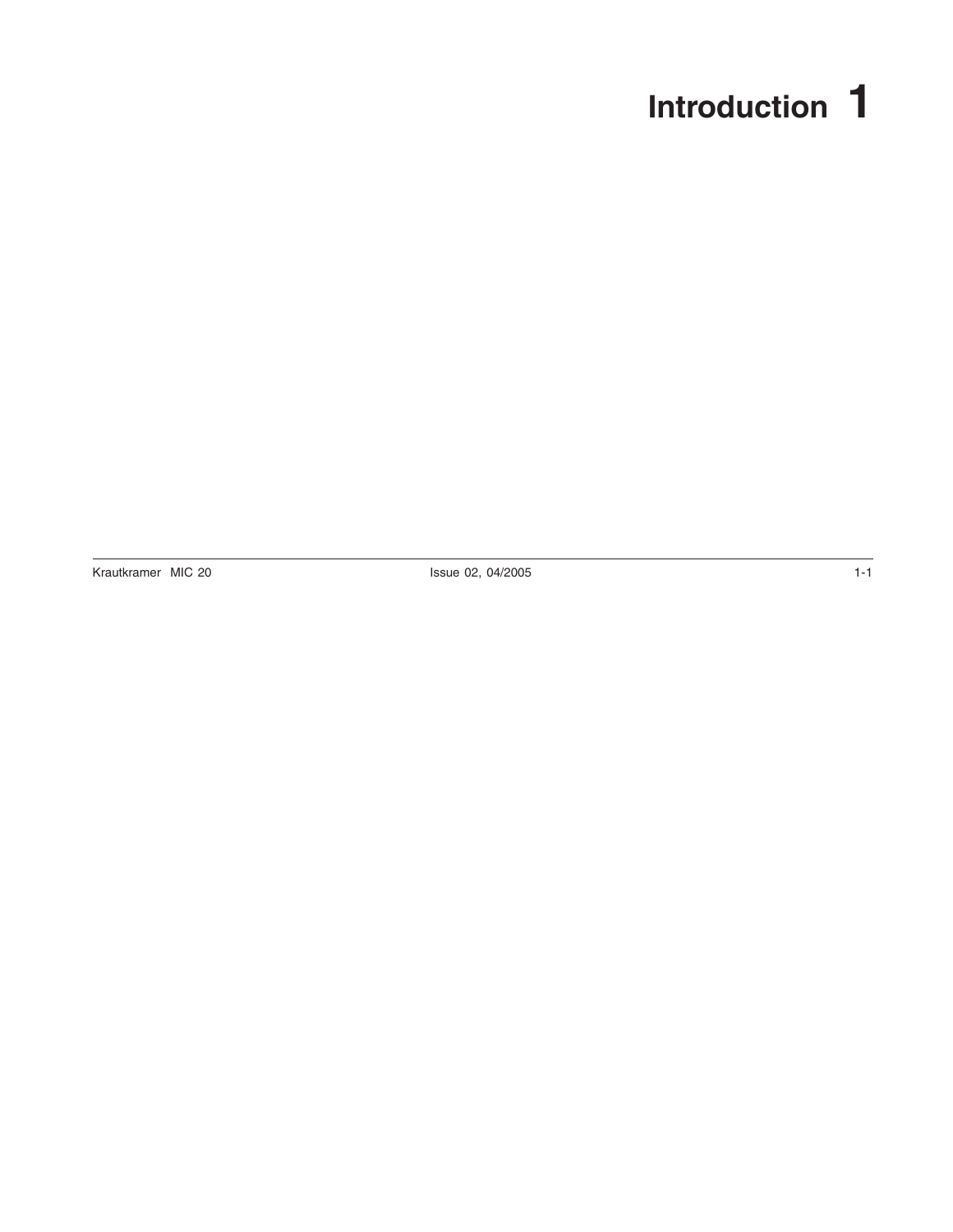# 1 Introduction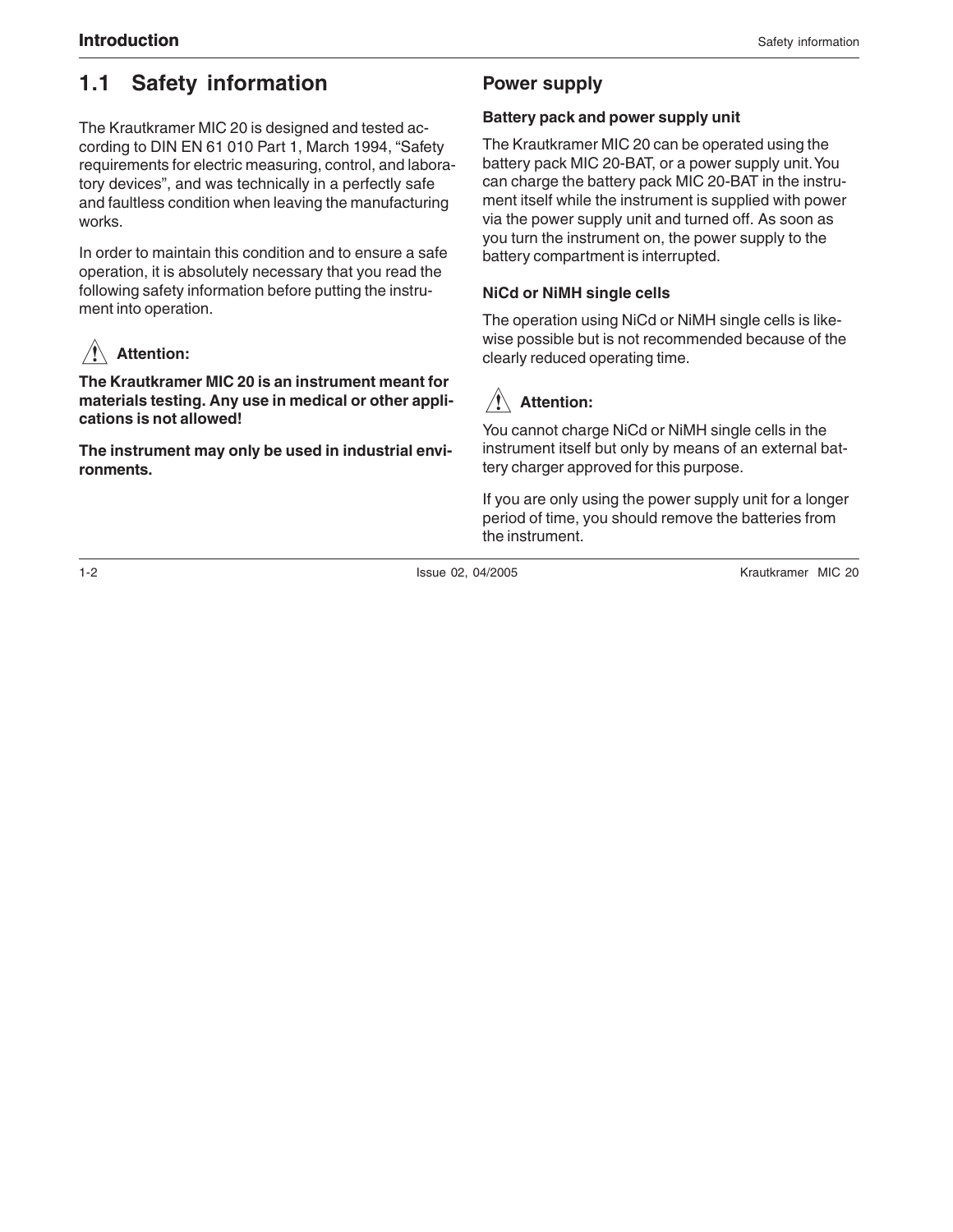## 1.1 Safety information

The Krautkramer MIC 20 is designed and tested according to DIN EN 61 010 Part 1, March 1994, “Safety requirements for electric measuring, control, and laboratory devices”, and was technically in a perfectly safe and faultless condition when leaving the manufacturing works.

In order to maintain this condition and to ensure a safe operation, it is absolutely necessary that you read the following safety information before putting the instrument into operation.

**Attention:**

**The Krautkramer MIC 20 is an instrument meant for materials testing. Any use in medical or other applications is not allowed!**

**The instrument may only be used in industrial environments.**

### Power supply

#### Battery pack and power supply unit

The Krautkramer MIC 20 can be operated using the battery pack MIC 20-BAT, or a power supply unit. You can charge the battery pack MIC 20-BAT in the instrument itself while the instrument is supplied with power via the power supply unit and turned off. As soon as you turn the instrument on, the power supply to the battery compartment is interrupted.

#### NiCd or NiMH single cells

The operation using NiCd or NiMH single cells is likewise possible but is not recommended because of the clearly reduced operating time.

**Attention:**

You cannot charge NiCd or NiMH single cells in the instrument itself but only by means of an external battery charger approved for this purpose.

If you are only using the power supply unit for a longer period of time, you should remove the batteries from the instrument.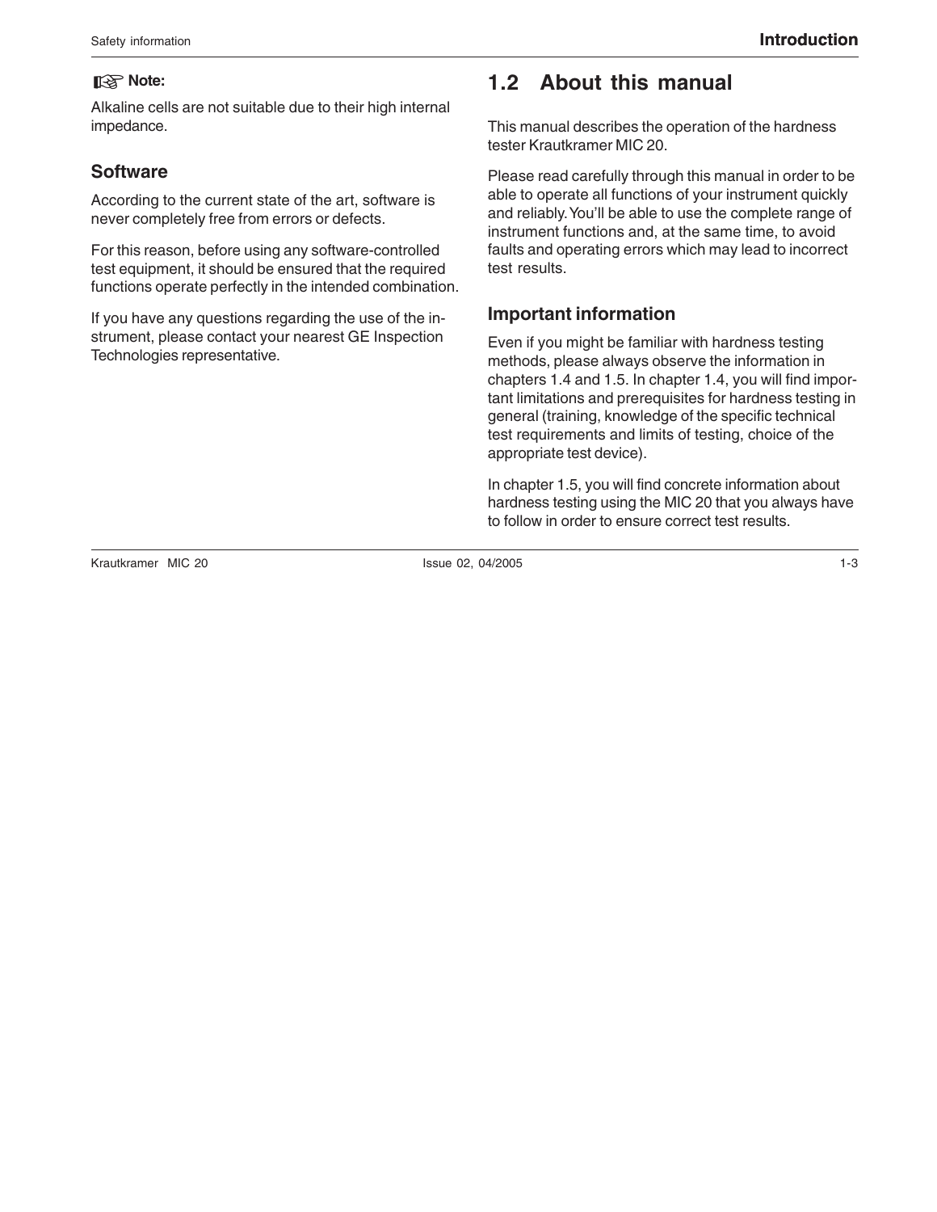**Note:**

Alkaline cells are not suitable due to their high internal impedance.

### Software

According to the current state of the art, software is never completely free from errors or defects.

For this reason, before using any software-controlled test equipment, it should be ensured that the required functions operate perfectly in the intended combination.

If you have any questions regarding the use of the instrument, please contact your nearest GE Inspection Technologies representative.

## 1.2 About this manual

This manual describes the operation of the hardness tester Krautkramer MIC 20.

Please read carefully through this manual in order to be able to operate all functions of your instrument quickly and reliably. You'll be able to use the complete range of instrument functions and, at the same time, to avoid faults and operating errors which may lead to incorrect test results.

### Important information

Even if you might be familiar with hardness testing methods, please always observe the information in chapters 1.4 and 1.5. In chapter 1.4, you will find important limitations and prerequisites for hardness testing in general (training, knowledge of the specific technical test requirements and limits of testing, choice of the appropriate test device).

In chapter 1.5, you will find concrete information about hardness testing using the MIC 20 that you always have to follow in order to ensure correct test results.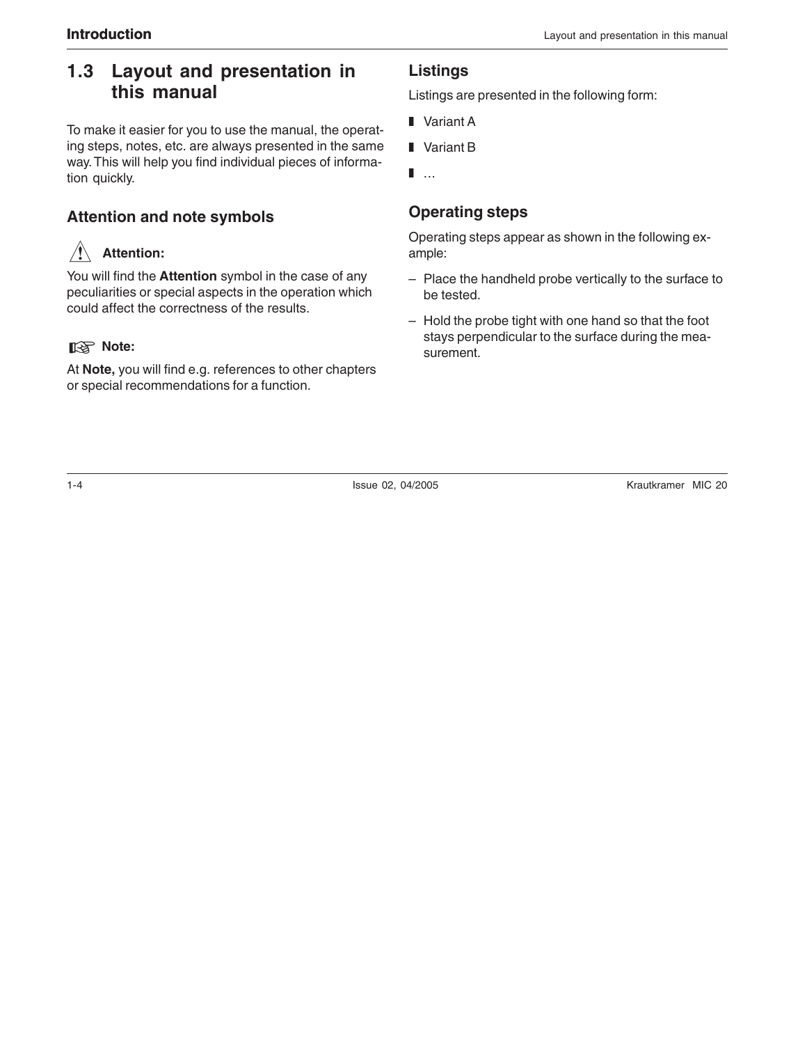## 1.3 Layout and presentation in this manual

To make it easier for you to use the manual, the operating steps, notes, etc. are always presented in the same way. This will help you find individual pieces of information quickly.

### Attention and note symbols

⚠ **Attention:**

You will find the **Attention** symbol in the case of any peculiarities or special aspects in the operation which could affect the correctness of the results.

☞ **Note:**

At **Note,** you will find e.g. references to other chapters or special recommendations for a function.

### Listings

Listings are presented in the following form:

- Variant A
- Variant B
- ...

### Operating steps

Operating steps appear as shown in the following example:

– Place the handheld probe vertically to the surface to be tested.

– Hold the probe tight with one hand so that the foot stays perpendicular to the surface during the measurement.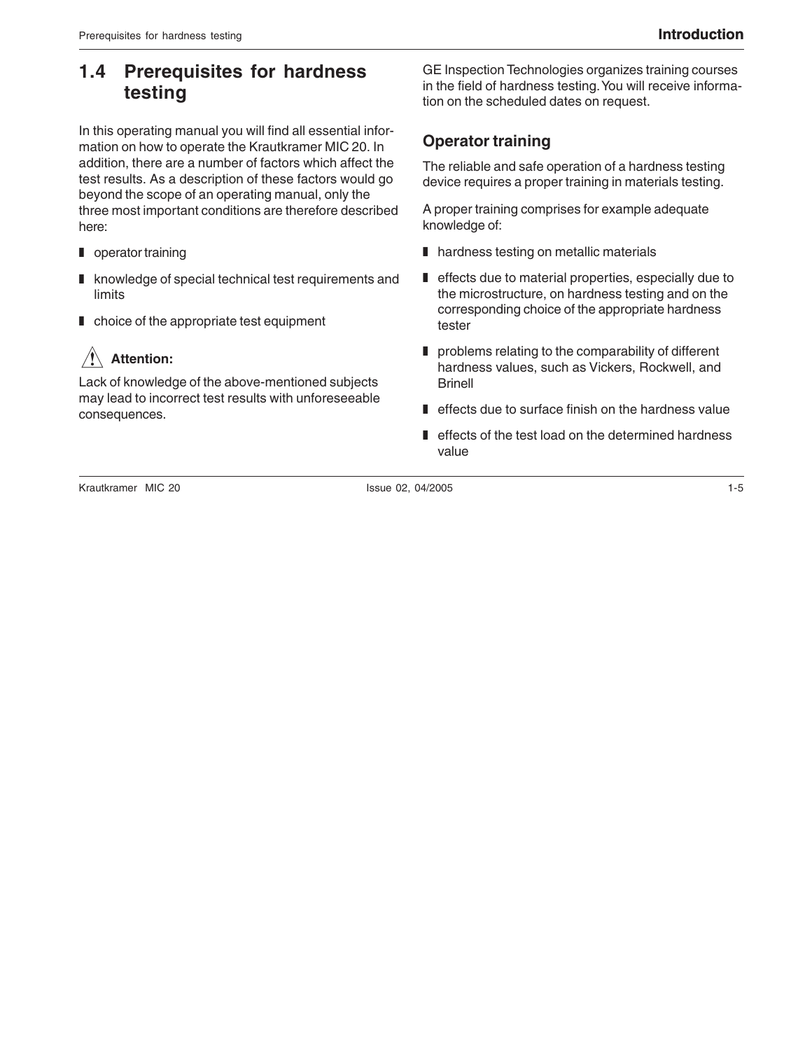## 1.4 Prerequisites for hardness testing

In this operating manual you will find all essential information on how to operate the Krautkramer MIC 20. In addition, there are a number of factors which affect the test results. As a description of these factors would go beyond the scope of an operating manual, only the three most important conditions are therefore described here:

- operator training
- knowledge of special technical test requirements and limits
- choice of the appropriate test equipment

**Attention:**

Lack of knowledge of the above-mentioned subjects may lead to incorrect test results with unforeseeable consequences.

GE Inspection Technologies organizes training courses in the field of hardness testing. You will receive information on the scheduled dates on request.

### Operator training

The reliable and safe operation of a hardness testing device requires a proper training in materials testing.

A proper training comprises for example adequate knowledge of:

- hardness testing on metallic materials
- effects due to material properties, especially due to the microstructure, on hardness testing and on the corresponding choice of the appropriate hardness tester
- problems relating to the comparability of different hardness values, such as Vickers, Rockwell, and Brinell
- effects due to surface finish on the hardness value
- effects of the test load on the determined hardness value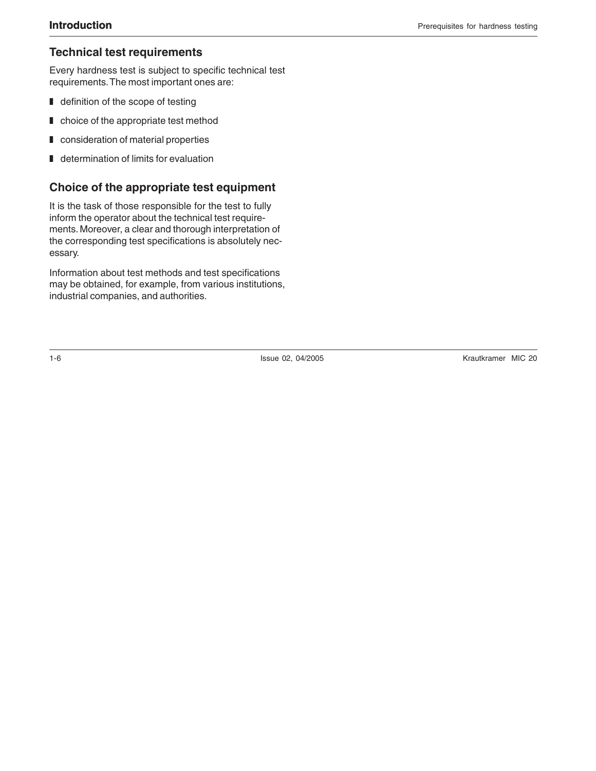## Technical test requirements

Every hardness test is subject to specific technical test requirements. The most important ones are:

- definition of the scope of testing
- choice of the appropriate test method
- consideration of material properties
- determination of limits for evaluation

## Choice of the appropriate test equipment

It is the task of those responsible for the test to fully inform the operator about the technical test requirements. Moreover, a clear and thorough interpretation of the corresponding test specifications is absolutely necessary.

Information about test methods and test specifications may be obtained, for example, from various institutions, industrial companies, and authorities.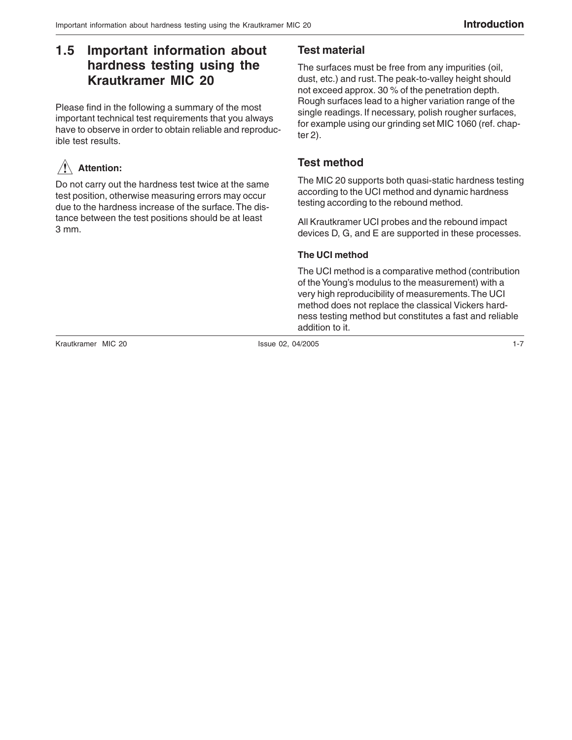## 1.5 Important information about hardness testing using the Krautkramer MIC 20

Please find in the following a summary of the most important technical test requirements that you always have to observe in order to obtain reliable and reproducible test results.

**Attention:**

Do not carry out the hardness test twice at the same test position, otherwise measuring errors may occur due to the hardness increase of the surface. The distance between the test positions should be at least 3 mm.

### Test material

The surfaces must be free from any impurities (oil, dust, etc.) and rust. The peak-to-valley height should not exceed approx. 30 % of the penetration depth. Rough surfaces lead to a higher variation range of the single readings. If necessary, polish rougher surfaces, for example using our grinding set MIC 1060 (ref. chapter 2).

### Test method

The MIC 20 supports both quasi-static hardness testing according to the UCI method and dynamic hardness testing according to the rebound method.

All Krautkramer UCI probes and the rebound impact devices D, G, and E are supported in these processes.

#### The UCI method

The UCI method is a comparative method (contribution of the Young's modulus to the measurement) with a very high reproducibility of measurements. The UCI method does not replace the classical Vickers hardness testing method but constitutes a fast and reliable addition to it.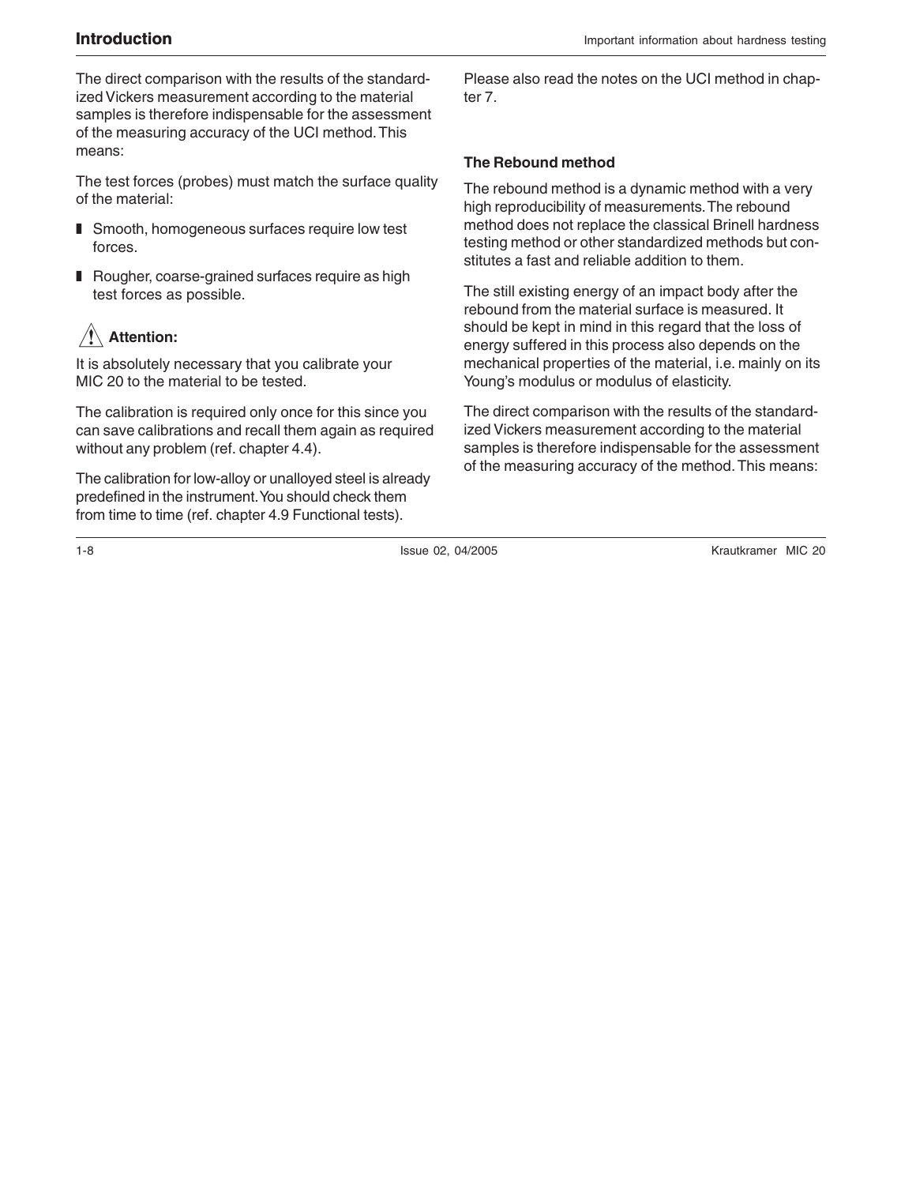The direct comparison with the results of the standardized Vickers measurement according to the material samples is therefore indispensable for the assessment of the measuring accuracy of the UCI method. This means:

The test forces (probes) must match the surface quality of the material:

- Smooth, homogeneous surfaces require low test forces.
- Rougher, coarse-grained surfaces require as high test forces as possible.

**Attention:**

It is absolutely necessary that you calibrate your MIC 20 to the material to be tested.

The calibration is required only once for this since you can save calibrations and recall them again as required without any problem (ref. chapter 4.4).

The calibration for low-alloy or unalloyed steel is already predefined in the instrument. You should check them from time to time (ref. chapter 4.9 Functional tests).

Please also read the notes on the UCI method in chapter 7.

### The Rebound method

The rebound method is a dynamic method with a very high reproducibility of measurements. The rebound method does not replace the classical Brinell hardness testing method or other standardized methods but constitutes a fast and reliable addition to them.

The still existing energy of an impact body after the rebound from the material surface is measured. It should be kept in mind in this regard that the loss of energy suffered in this process also depends on the mechanical properties of the material, i.e. mainly on its Young's modulus or modulus of elasticity.

The direct comparison with the results of the standardized Vickers measurement according to the material samples is therefore indispensable for the assessment of the measuring accuracy of the method. This means: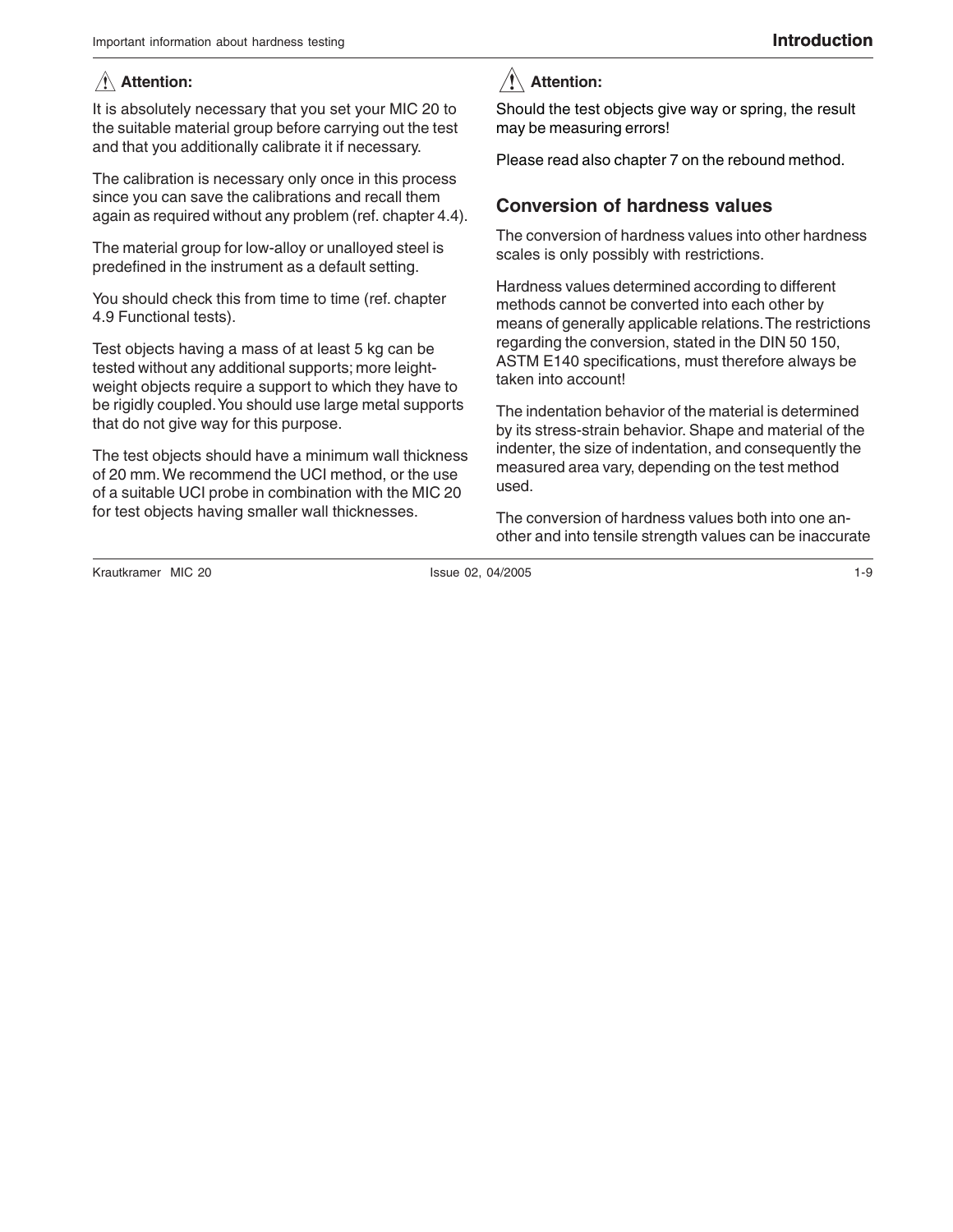**⚠ Attention:**

It is absolutely necessary that you set your MIC 20 to the suitable material group before carrying out the test and that you additionally calibrate it if necessary.

The calibration is necessary only once in this process since you can save the calibrations and recall them again as required without any problem (ref. chapter 4.4).

The material group for low-alloy or unalloyed steel is predefined in the instrument as a default setting.

You should check this from time to time (ref. chapter 4.9 Functional tests).

Test objects having a mass of at least 5 kg can be tested without any additional supports; more leight-weight objects require a support to which they have to be rigidly coupled. You should use large metal supports that do not give way for this purpose.

The test objects should have a minimum wall thickness of 20 mm. We recommend the UCI method, or the use of a suitable UCI probe in combination with the MIC 20 for test objects having smaller wall thicknesses.

**⚠ Attention:**

Should the test objects give way or spring, the result may be measuring errors!

Please read also chapter 7 on the rebound method.

## Conversion of hardness values

The conversion of hardness values into other hardness scales is only possibly with restrictions.

Hardness values determined according to different methods cannot be converted into each other by means of generally applicable relations. The restrictions regarding the conversion, stated in the DIN 50 150, ASTM E140 specifications, must therefore always be taken into account!

The indentation behavior of the material is determined by its stress-strain behavior. Shape and material of the indenter, the size of indentation, and consequently the measured area vary, depending on the test method used.

The conversion of hardness values both into one another and into tensile strength values can be inaccurate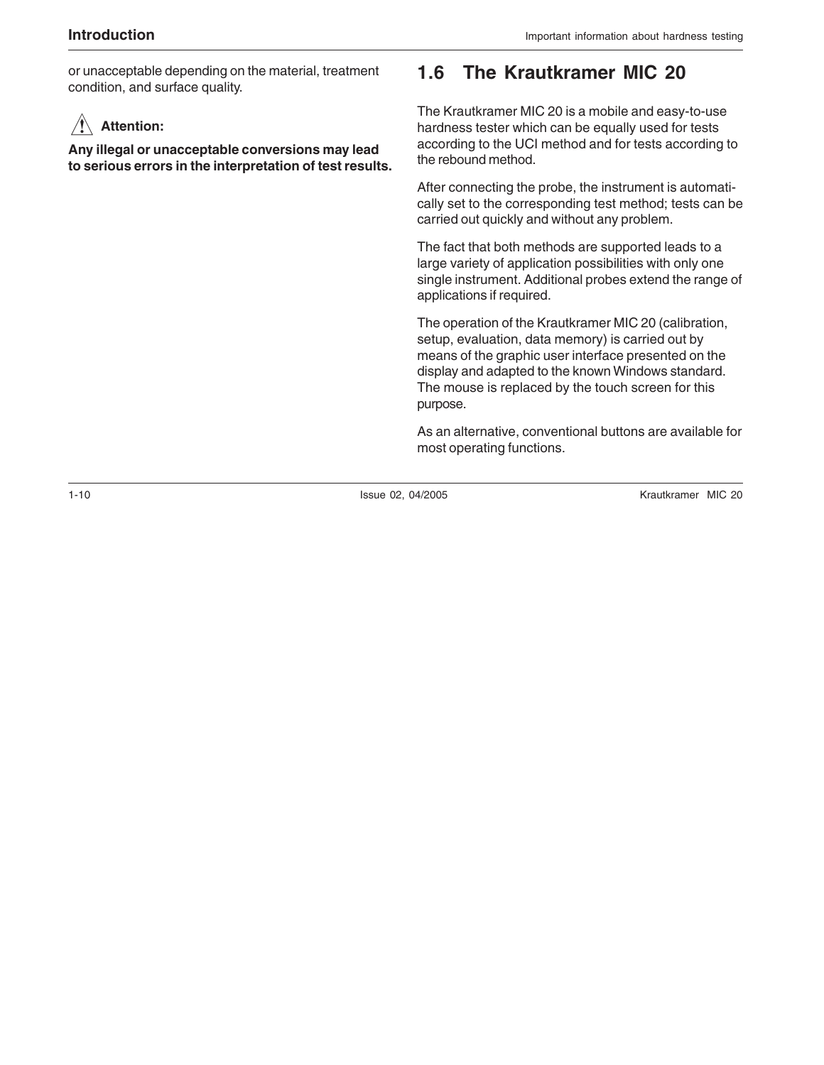or unacceptable depending on the material, treatment condition, and surface quality.

**Attention:**

**Any illegal or unacceptable conversions may lead to serious errors in the interpretation of test results.**

## 1.6 The Krautkramer MIC 20

The Krautkramer MIC 20 is a mobile and easy-to-use hardness tester which can be equally used for tests according to the UCI method and for tests according to the rebound method.

After connecting the probe, the instrument is automatically set to the corresponding test method; tests can be carried out quickly and without any problem.

The fact that both methods are supported leads to a large variety of application possibilities with only one single instrument. Additional probes extend the range of applications if required.

The operation of the Krautkramer MIC 20 (calibration, setup, evaluation, data memory) is carried out by means of the graphic user interface presented on the display and adapted to the known Windows standard. The mouse is replaced by the touch screen for this purpose.

As an alternative, conventional buttons are available for most operating functions.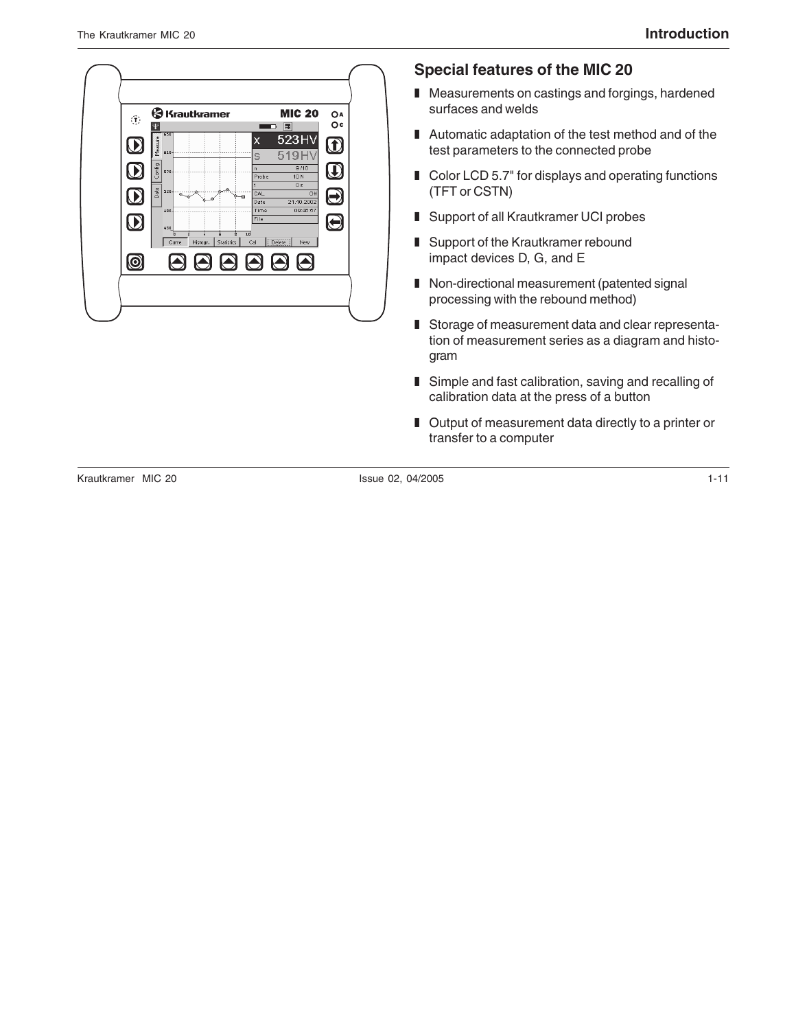## Special features of the MIC 20

- Measurements on castings and forgings, hardened surfaces and welds
- Automatic adaptation of the test method and of the test parameters to the connected probe
- Color LCD 5.7" for displays and operating functions (TFT or CSTN)
- Support of all Krautkramer UCI probes
- Support of the Krautkramer rebound impact devices D, G, and E
- Non-directional measurement (patented signal processing with the rebound method)
- Storage of measurement data and clear representation of measurement series as a diagram and histogram
- Simple and fast calibration, saving and recalling of calibration data at the press of a button
- Output of measurement data directly to a printer or transfer to a computer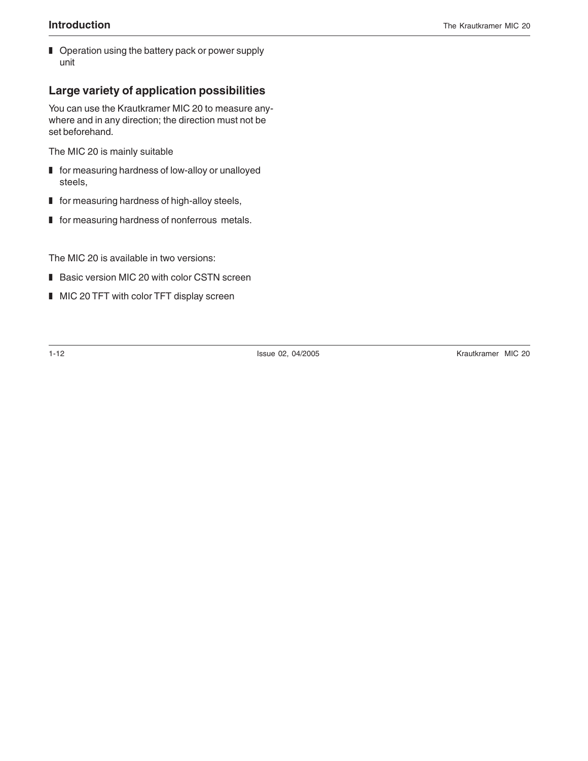- Operation using the battery pack or power supply unit

## Large variety of application possibilities

You can use the Krautkramer MIC 20 to measure anywhere and in any direction; the direction must not be set beforehand.

The MIC 20 is mainly suitable

- for measuring hardness of low-alloy or unalloyed steels,
- for measuring hardness of high-alloy steels,
- for measuring hardness of nonferrous metals.

The MIC 20 is available in two versions:

- Basic version MIC 20 with color CSTN screen
- MIC 20 TFT with color TFT display screen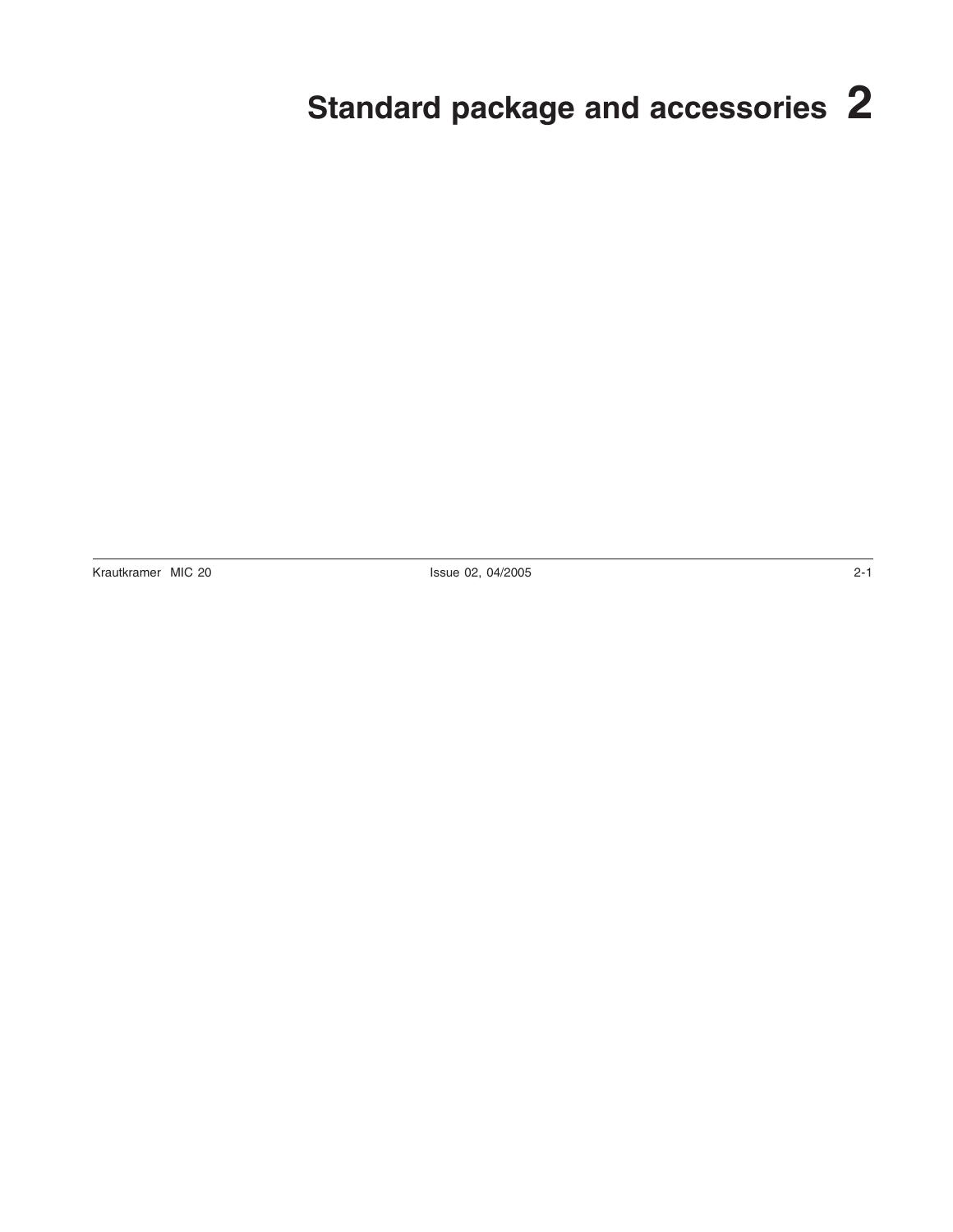# Standard package and accessories 2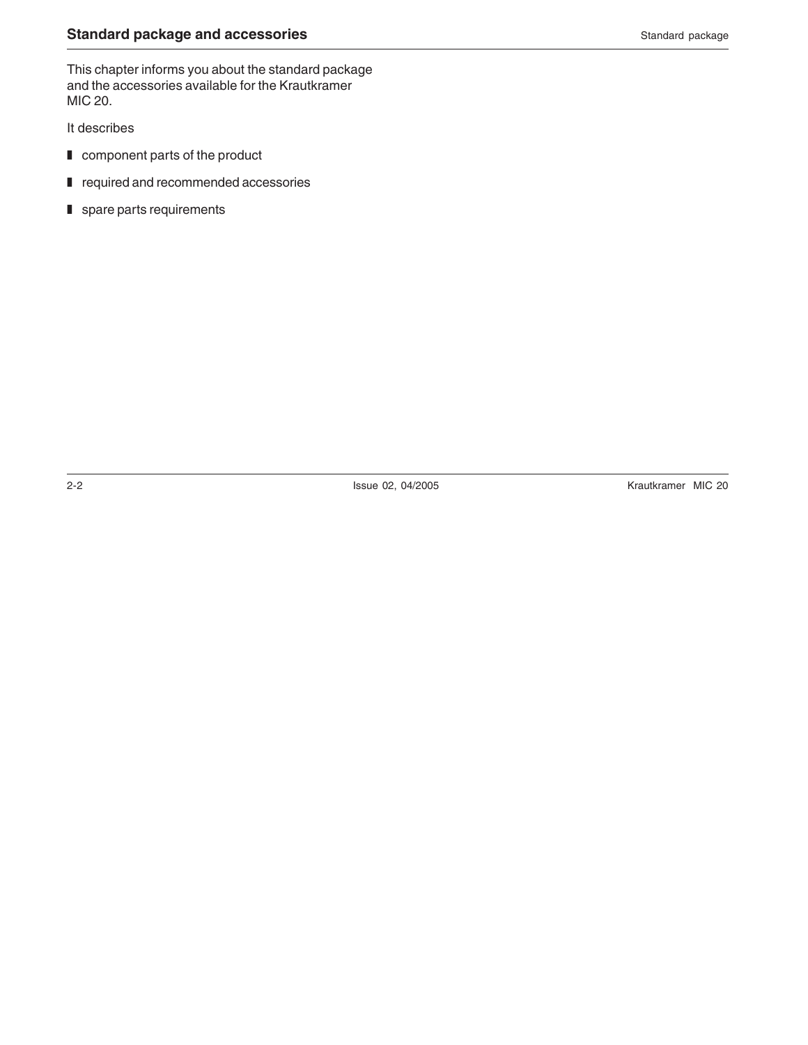# Standard package and accessories

This chapter informs you about the standard package and the accessories available for the Krautkramer MIC 20.

It describes

- component parts of the product
- required and recommended accessories
- spare parts requirements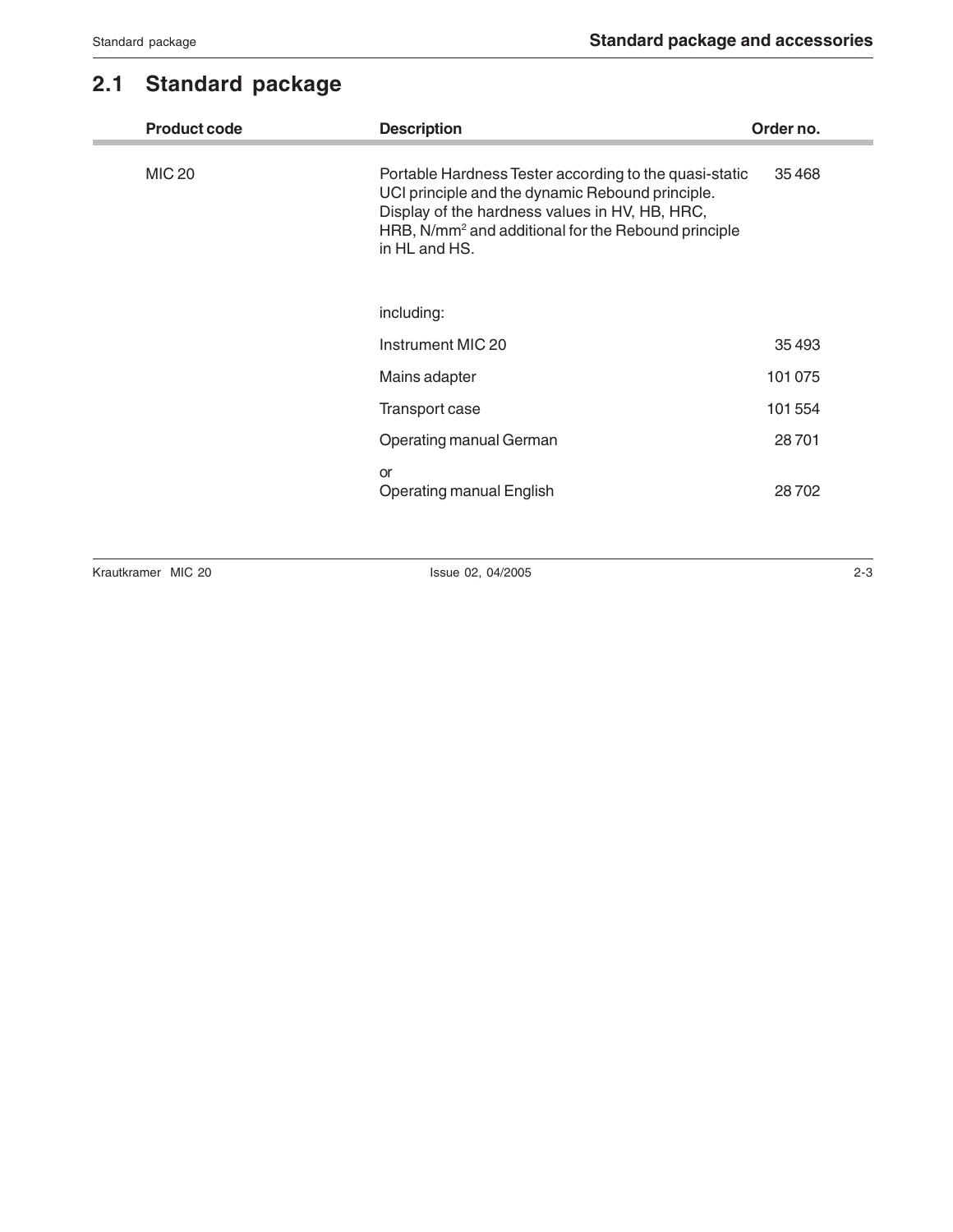## 2.1 Standard package

| Product code | Description | Order no. |
|---|---|---|
| MIC 20 | Portable Hardness Tester according to the quasi-static UCI principle and the dynamic Rebound principle. Display of the hardness values in HV, HB, HRC, HRB, N/mm$^2$ and additional for the Rebound principle in HL and HS. | 35 468 |
| | including: | |
| | Instrument MIC 20 | 35 493 |
| | Mains adapter | 101 075 |
| | Transport case | 101 554 |
| | Operating manual German | 28 701 |
| | or<br>Operating manual English | 28 702 |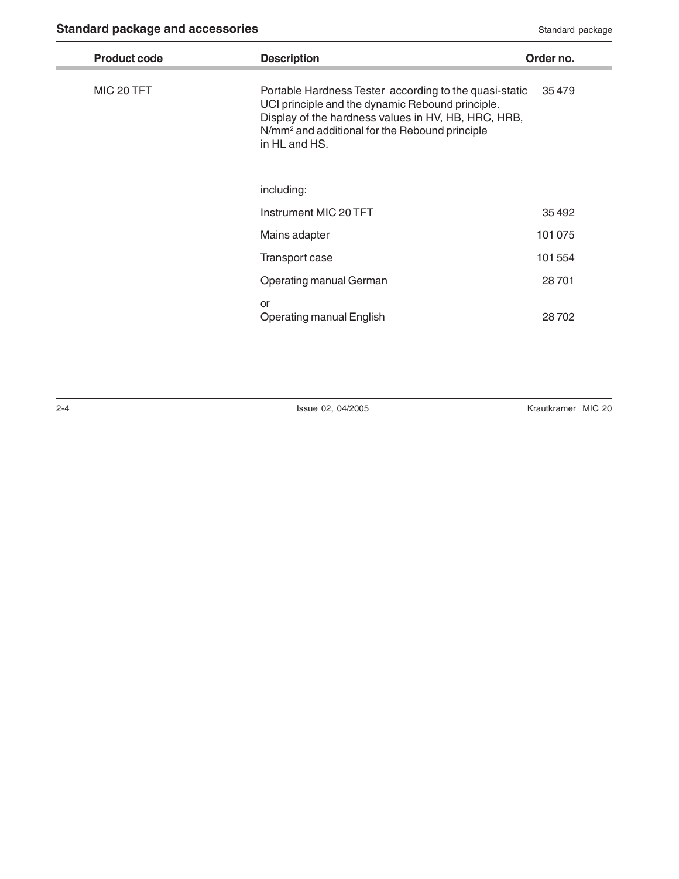| Product code | Description | Order no. |
|---|---|---|
| MIC 20 TFT | Portable Hardness Tester according to the quasi-static UCI principle and the dynamic Rebound principle. Display of the hardness values in HV, HB, HRC, HRB, $N/mm^2$ and additional for the Rebound principle in HL and HS. | 35 479 |
| | including: | |
| | Instrument MIC 20 TFT | 35 492 |
| | Mains adapter | 101 075 |
| | Transport case | 101 554 |
| | Operating manual German | 28 701 |
| | or<br>Operating manual English | 28 702 |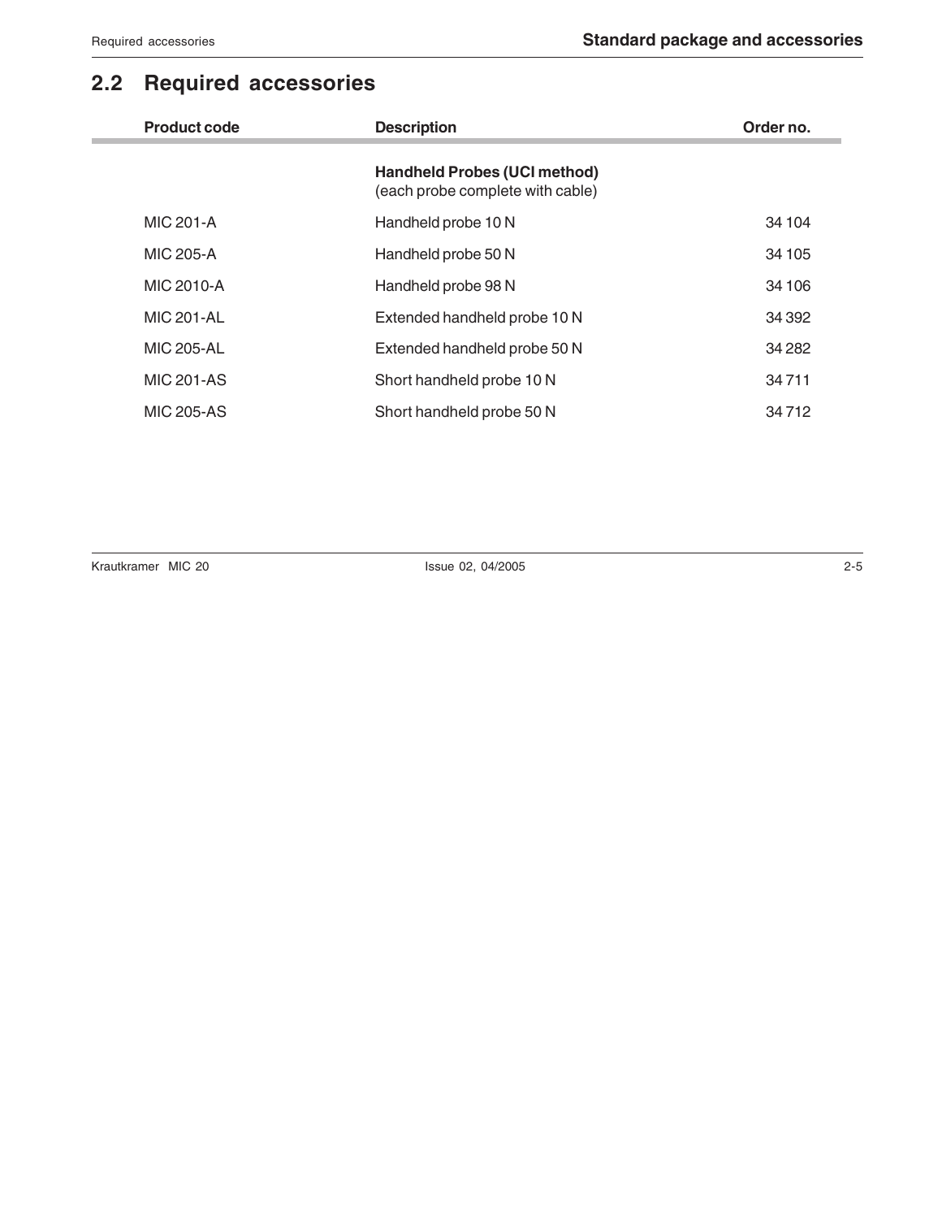## 2.2 Required accessories

| Product code | Description | Order no. |
|---|---|---|
| | **Handheld Probes (UCI method)** (each probe complete with cable) | |
| MIC 201-A | Handheld probe 10 N | 34 104 |
| MIC 205-A | Handheld probe 50 N | 34 105 |
| MIC 2010-A | Handheld probe 98 N | 34 106 |
| MIC 201-AL | Extended handheld probe 10 N | 34 392 |
| MIC 205-AL | Extended handheld probe 50 N | 34 282 |
| MIC 201-AS | Short handheld probe 10 N | 34 711 |
| MIC 205-AS | Short handheld probe 50 N | 34 712 |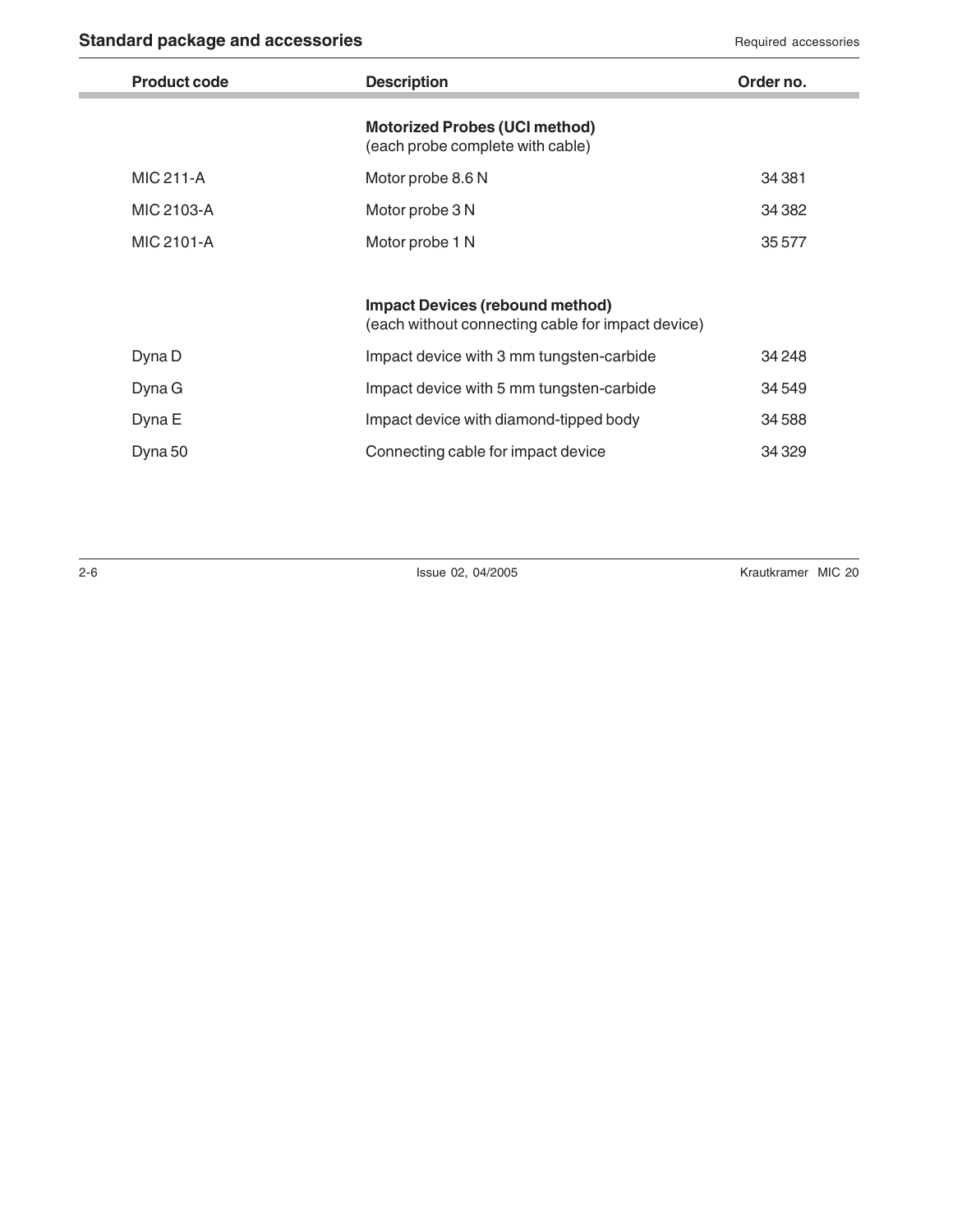## Standard package and accessories

| Product code | Description | Order no. |
|---|---|---|
| | **Motorized Probes (UCI method)** (each probe complete with cable) | |
| MIC 211-A | Motor probe 8.6 N | 34 381 |
| MIC 2103-A | Motor probe 3 N | 34 382 |
| MIC 2101-A | Motor probe 1 N | 35 577 |
| | **Impact Devices (rebound method)** (each without connecting cable for impact device) | |
| Dyna D | Impact device with 3 mm tungsten-carbide | 34 248 |
| Dyna G | Impact device with 5 mm tungsten-carbide | 34 549 |
| Dyna E | Impact device with diamond-tipped body | 34 588 |
| Dyna 50 | Connecting cable for impact device | 34 329 |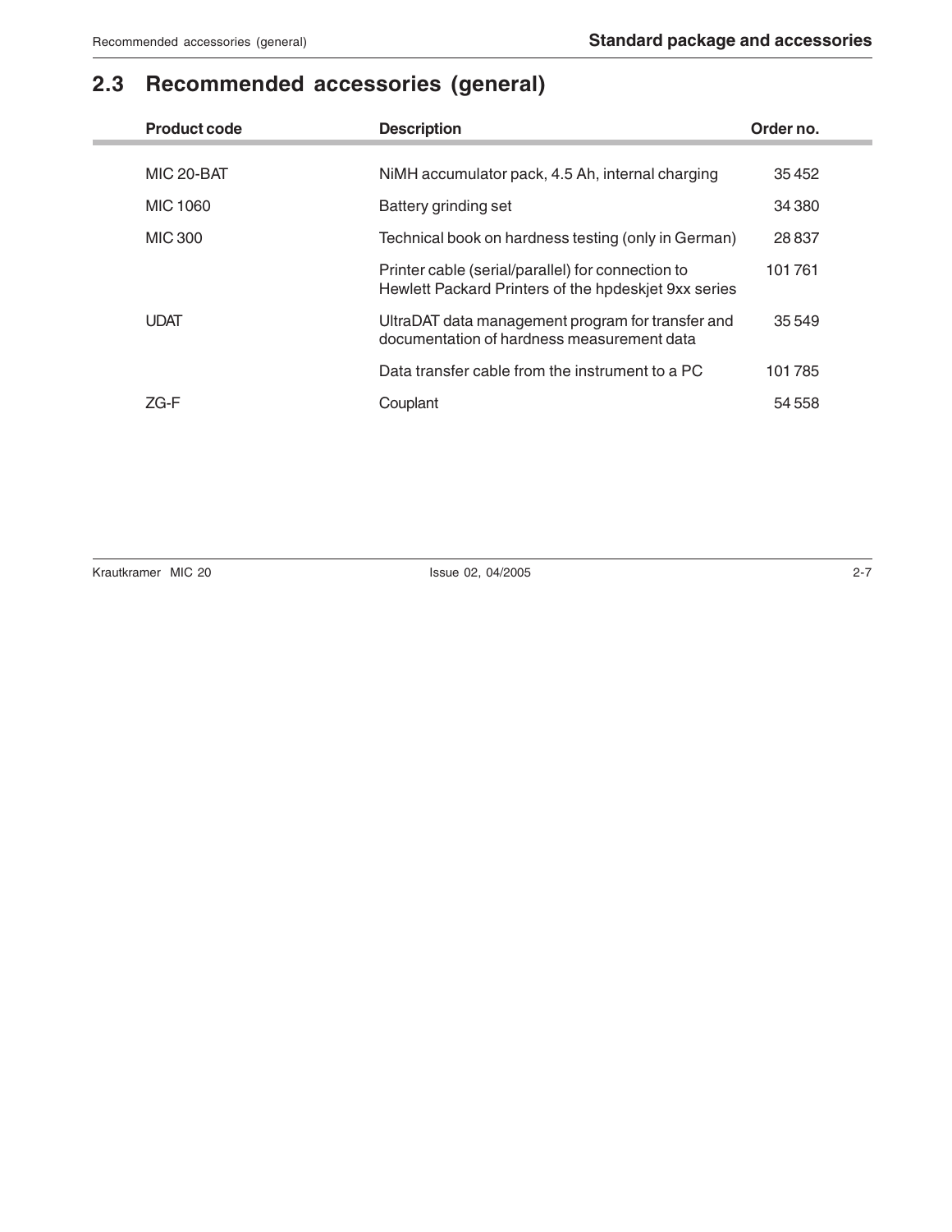## 2.3 Recommended accessories (general)

| Product code | Description | Order no. |
|---|---|---|
| MIC 20-BAT | NiMH accumulator pack, 4.5 Ah, internal charging | 35 452 |
| MIC 1060 | Battery grinding set | 34 380 |
| MIC 300 | Technical book on hardness testing (only in German) | 28 837 |
| | Printer cable (serial/parallel) for connection to Hewlett Packard Printers of the hpdeskjet 9xx series | 101 761 |
| UDAT | UltraDAT data management program for transfer and documentation of hardness measurement data | 35 549 |
| | Data transfer cable from the instrument to a PC | 101 785 |
| ZG-F | Couplant | 54 558 |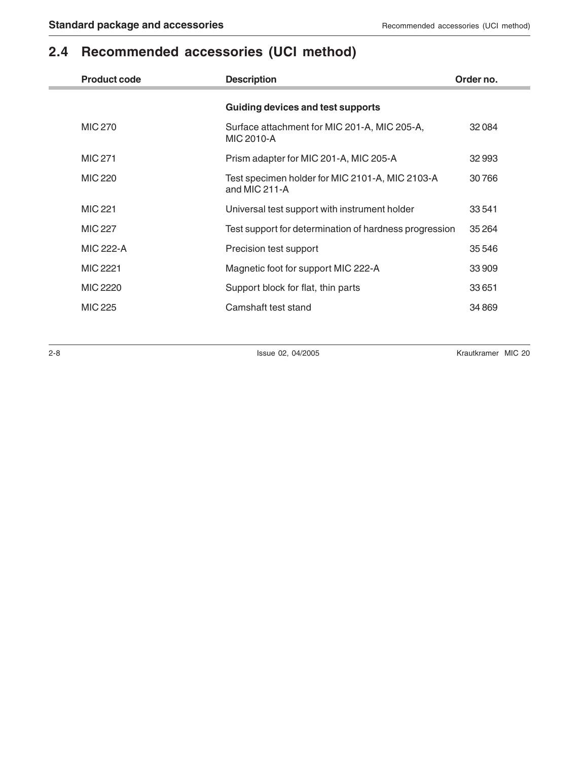## 2.4 Recommended accessories (UCI method)

| Product code | Description | Order no. |
|---|---|---|
| | **Guiding devices and test supports** | |
| MIC 270 | Surface attachment for MIC 201-A, MIC 205-A, MIC 2010-A | 32 084 |
| MIC 271 | Prism adapter for MIC 201-A, MIC 205-A | 32 993 |
| MIC 220 | Test specimen holder for MIC 2101-A, MIC 2103-A and MIC 211-A | 30 766 |
| MIC 221 | Universal test support with instrument holder | 33 541 |
| MIC 227 | Test support for determination of hardness progression | 35 264 |
| MIC 222-A | Precision test support | 35 546 |
| MIC 2221 | Magnetic foot for support MIC 222-A | 33 909 |
| MIC 2220 | Support block for flat, thin parts | 33 651 |
| MIC 225 | Camshaft test stand | 34 869 |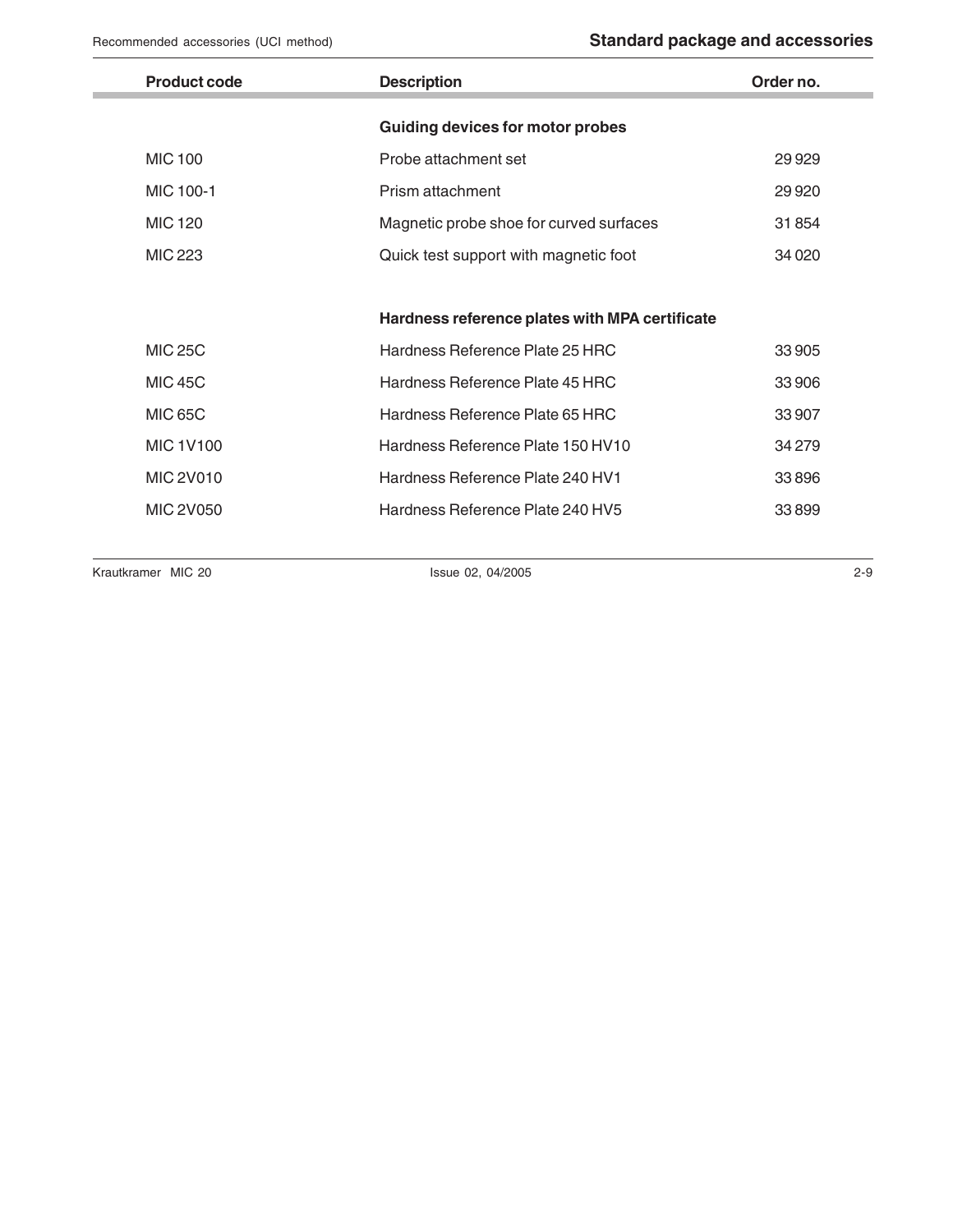| Product code | Description | Order no. |
|---|---|---|
| | **Guiding devices for motor probes** | |
| MIC 100 | Probe attachment set | 29 929 |
| MIC 100-1 | Prism attachment | 29 920 |
| MIC 120 | Magnetic probe shoe for curved surfaces | 31 854 |
| MIC 223 | Quick test support with magnetic foot | 34 020 |
| | **Hardness reference plates with MPA certificate** | |
| MIC 25C | Hardness Reference Plate 25 HRC | 33 905 |
| MIC 45C | Hardness Reference Plate 45 HRC | 33 906 |
| MIC 65C | Hardness Reference Plate 65 HRC | 33 907 |
| MIC 1V100 | Hardness Reference Plate 150 HV10 | 34 279 |
| MIC 2V010 | Hardness Reference Plate 240 HV1 | 33 896 |
| MIC 2V050 | Hardness Reference Plate 240 HV5 | 33 899 |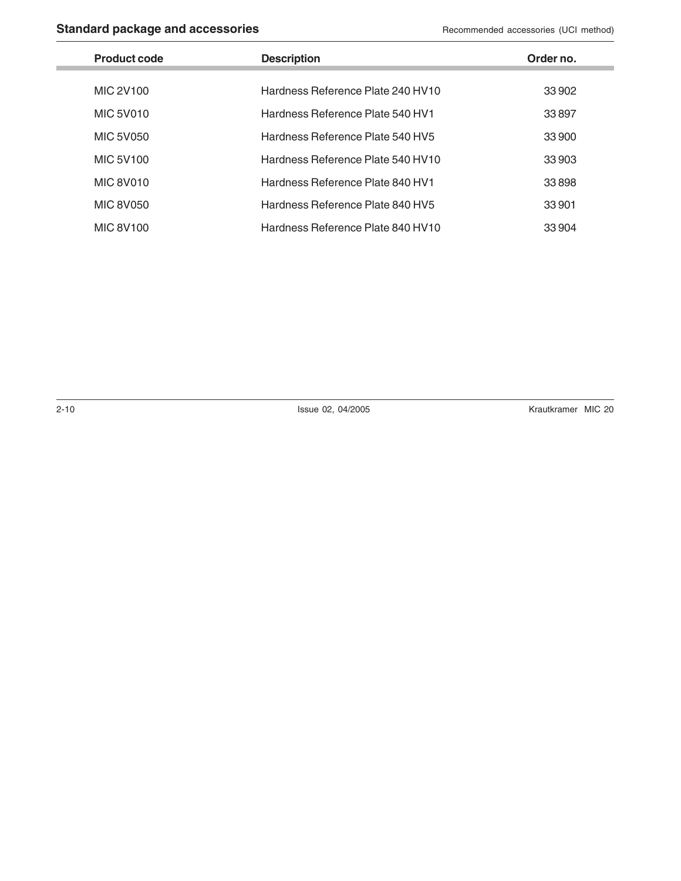| Product code | Description | Order no. |
|---|---|---|
| MIC 2V100 | Hardness Reference Plate 240 HV10 | 33 902 |
| MIC 5V010 | Hardness Reference Plate 540 HV1 | 33 897 |
| MIC 5V050 | Hardness Reference Plate 540 HV5 | 33 900 |
| MIC 5V100 | Hardness Reference Plate 540 HV10 | 33 903 |
| MIC 8V010 | Hardness Reference Plate 840 HV1 | 33 898 |
| MIC 8V050 | Hardness Reference Plate 840 HV5 | 33 901 |
| MIC 8V100 | Hardness Reference Plate 840 HV10 | 33 904 |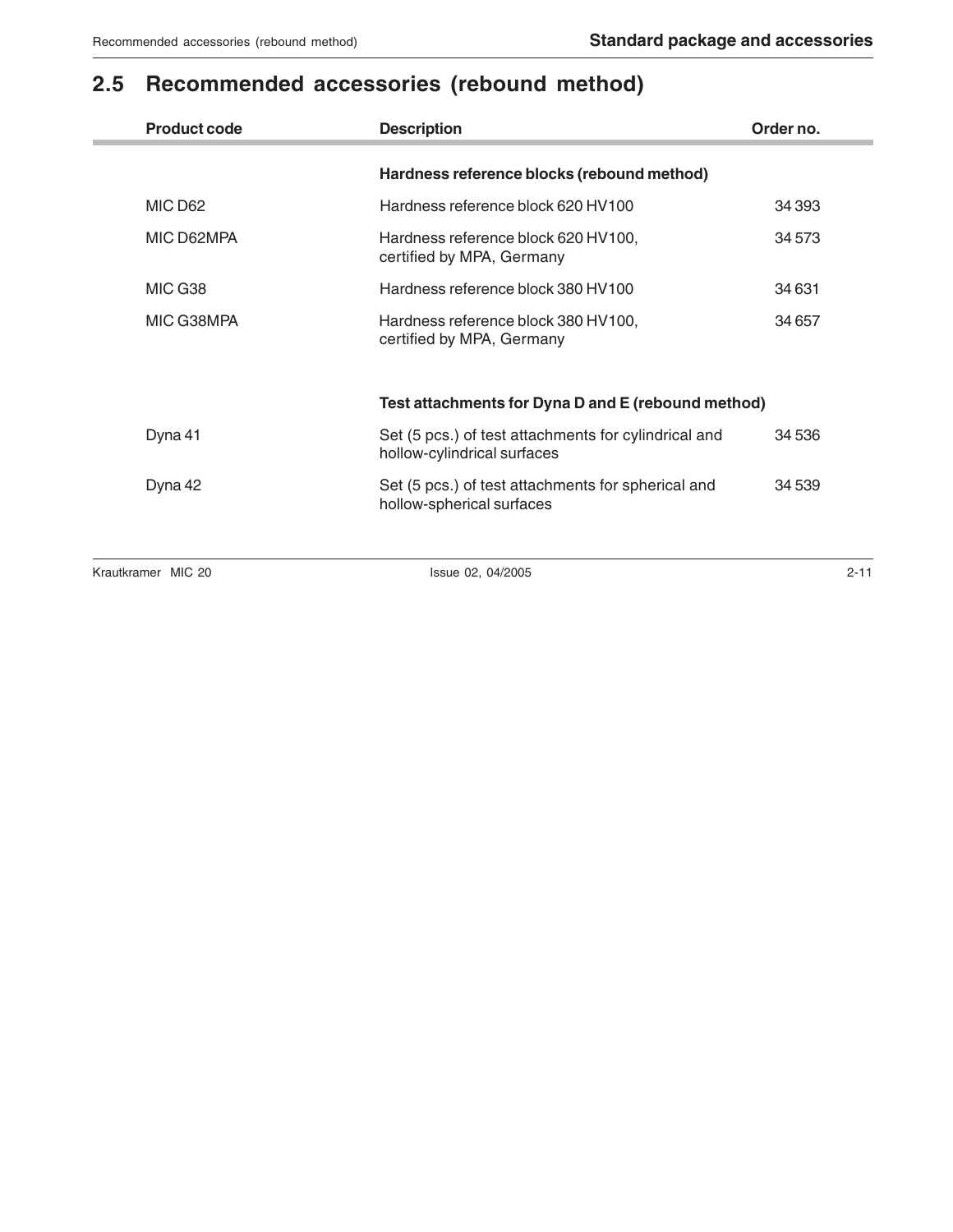## 2.5 Recommended accessories (rebound method)

| Product code | Description | Order no. |
|---|---|---|
| | **Hardness reference blocks (rebound method)** | |
| MIC D62 | Hardness reference block 620 HV100 | 34 393 |
| MIC D62MPA | Hardness reference block 620 HV100, certified by MPA, Germany | 34 573 |
| MIC G38 | Hardness reference block 380 HV100 | 34 631 |
| MIC G38MPA | Hardness reference block 380 HV100, certified by MPA, Germany | 34 657 |
| | **Test attachments for Dyna D and E (rebound method)** | |
| Dyna 41 | Set (5 pcs.) of test attachments for cylindrical and hollow-cylindrical surfaces | 34 536 |
| Dyna 42 | Set (5 pcs.) of test attachments for spherical and hollow-spherical surfaces | 34 539 |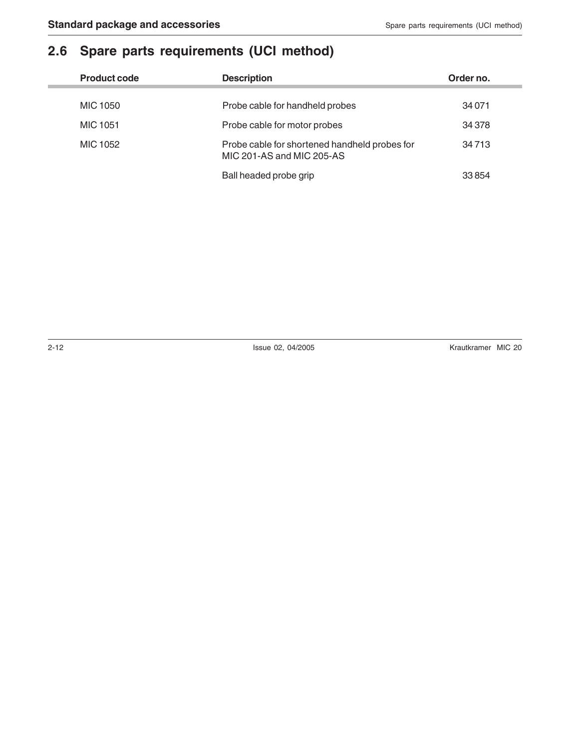## 2.6 Spare parts requirements (UCI method)

| Product code | Description | Order no. |
|---|---|---|
| MIC 1050 | Probe cable for handheld probes | 34 071 |
| MIC 1051 | Probe cable for motor probes | 34 378 |
| MIC 1052 | Probe cable for shortened handheld probes for MIC 201-AS and MIC 205-AS | 34 713 |
| | Ball headed probe grip | 33 854 |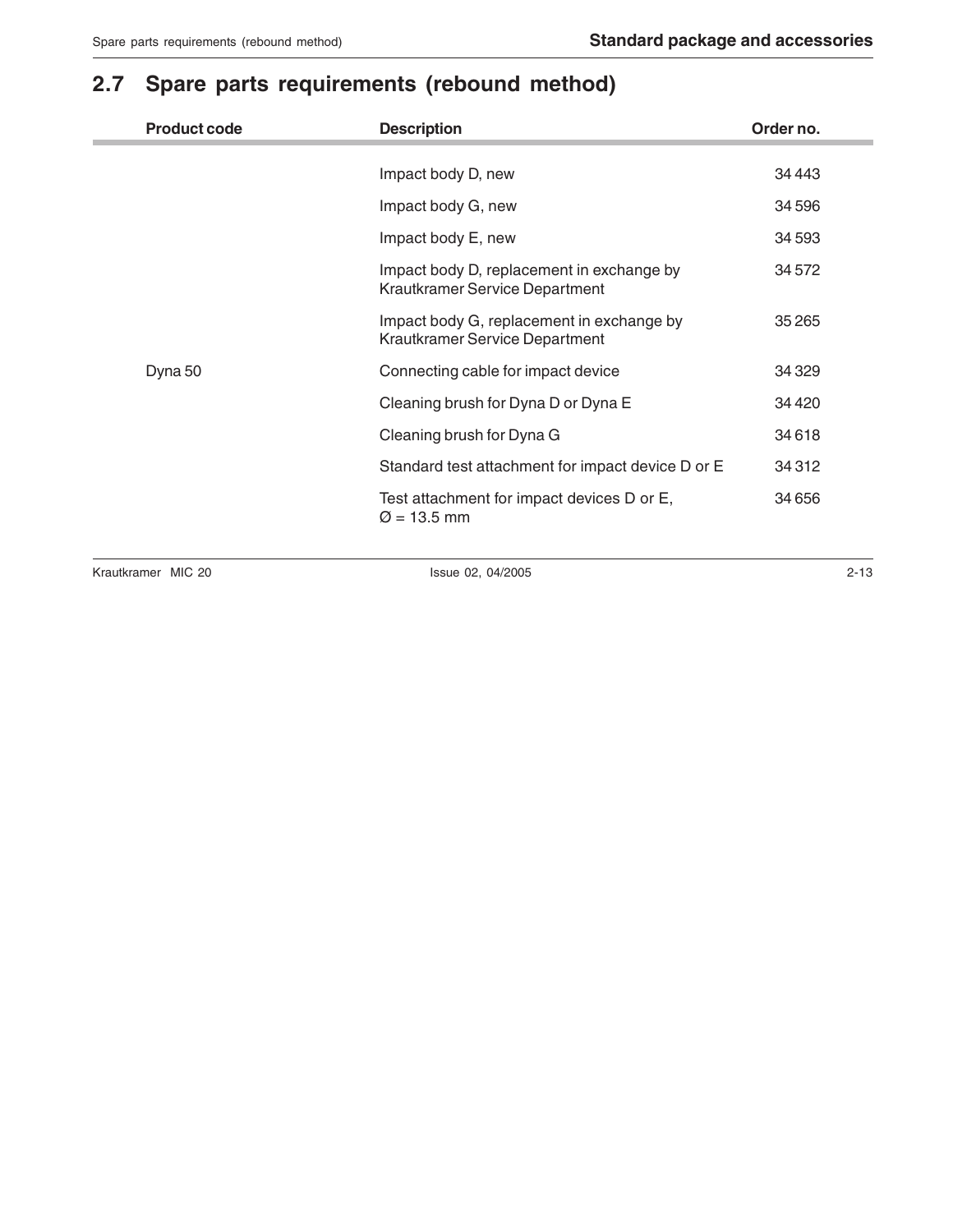## 2.7 Spare parts requirements (rebound method)

| Product code | Description | Order no. |
|---|---|---|
| | Impact body D, new | 34 443 |
| | Impact body G, new | 34 596 |
| | Impact body E, new | 34 593 |
| | Impact body D, replacement in exchange by Krautkramer Service Department | 34 572 |
| | Impact body G, replacement in exchange by Krautkramer Service Department | 35 265 |
| Dyna 50 | Connecting cable for impact device | 34 329 |
| | Cleaning brush for Dyna D or Dyna E | 34 420 |
| | Cleaning brush for Dyna G | 34 618 |
| | Standard test attachment for impact device D or E | 34 312 |
| | Test attachment for impact devices D or E, Ø = 13.5 mm | 34 656 |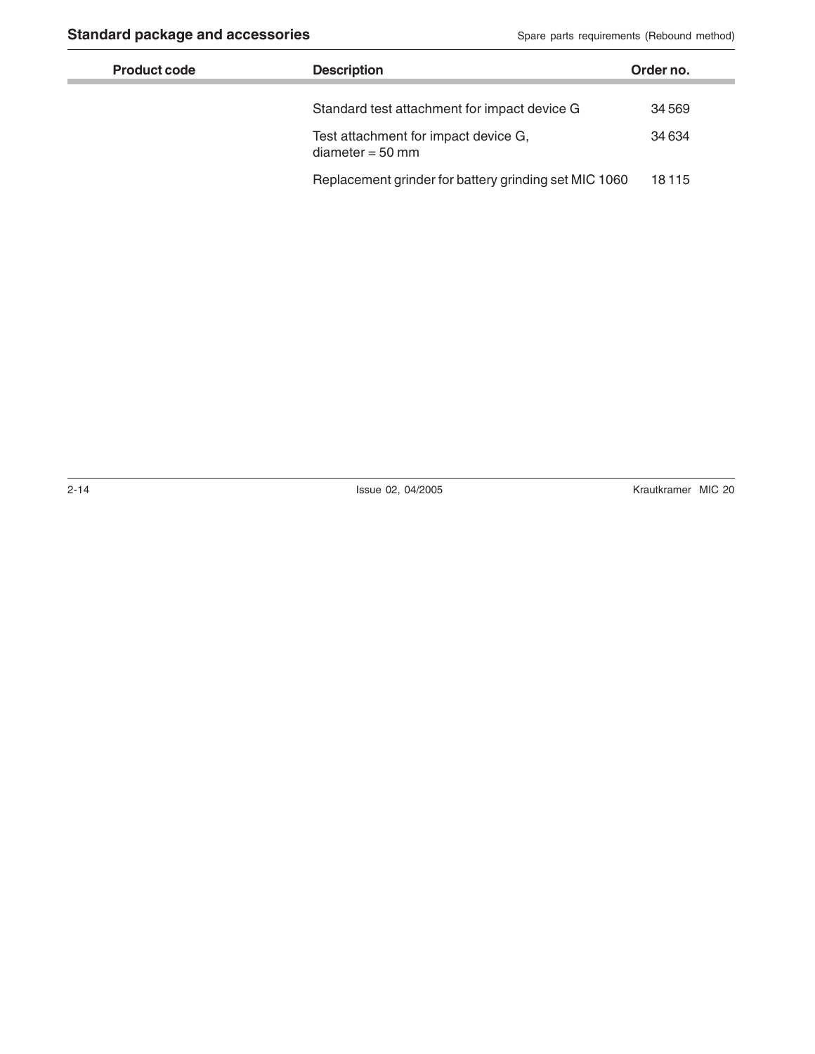| Product code | Description | Order no. |
|---|---|---|
| | Standard test attachment for impact device G | 34 569 |
| | Test attachment for impact device G, diameter = 50 mm | 34 634 |
| | Replacement grinder for battery grinding set MIC 1060 | 18 115 |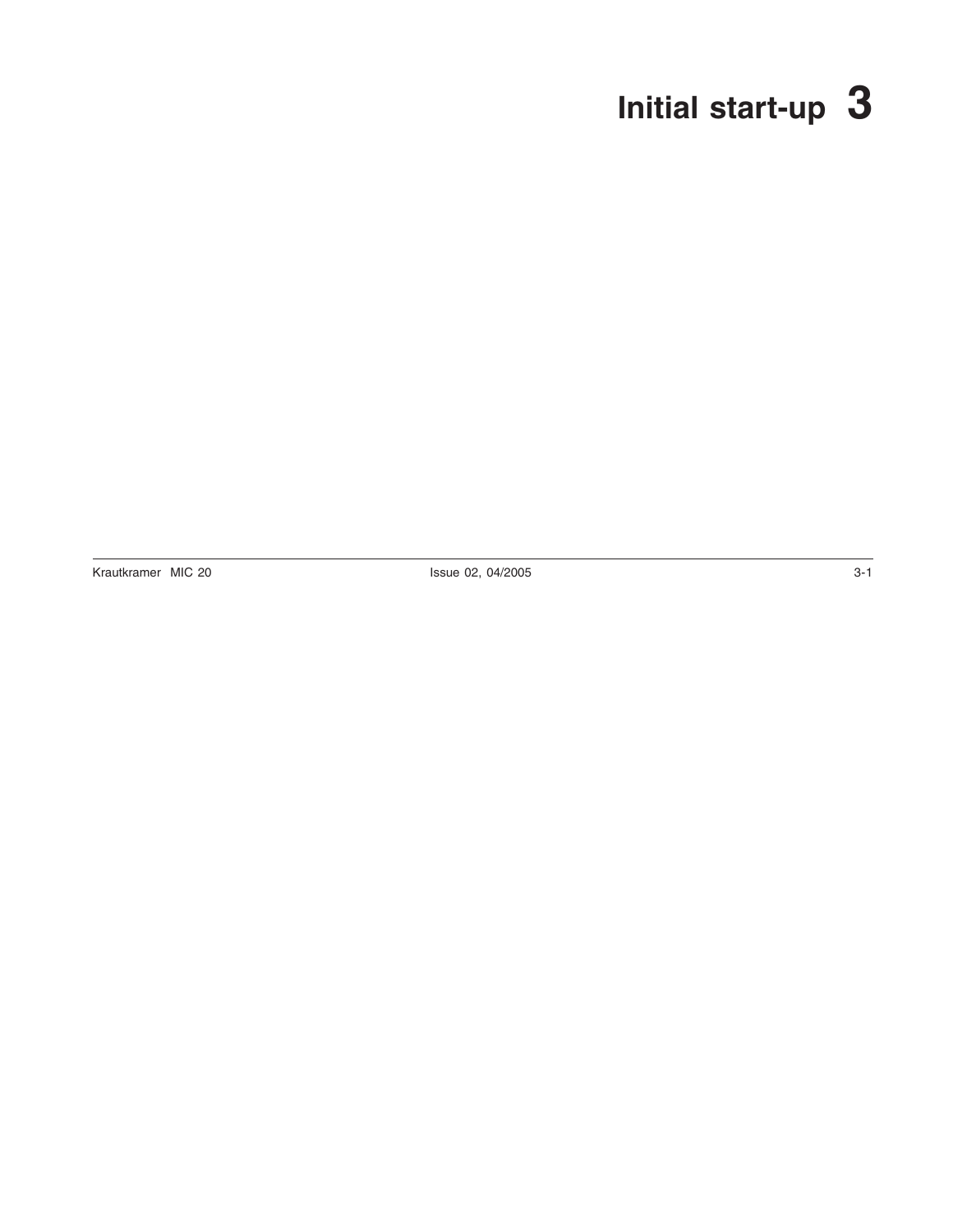# Initial start-up 3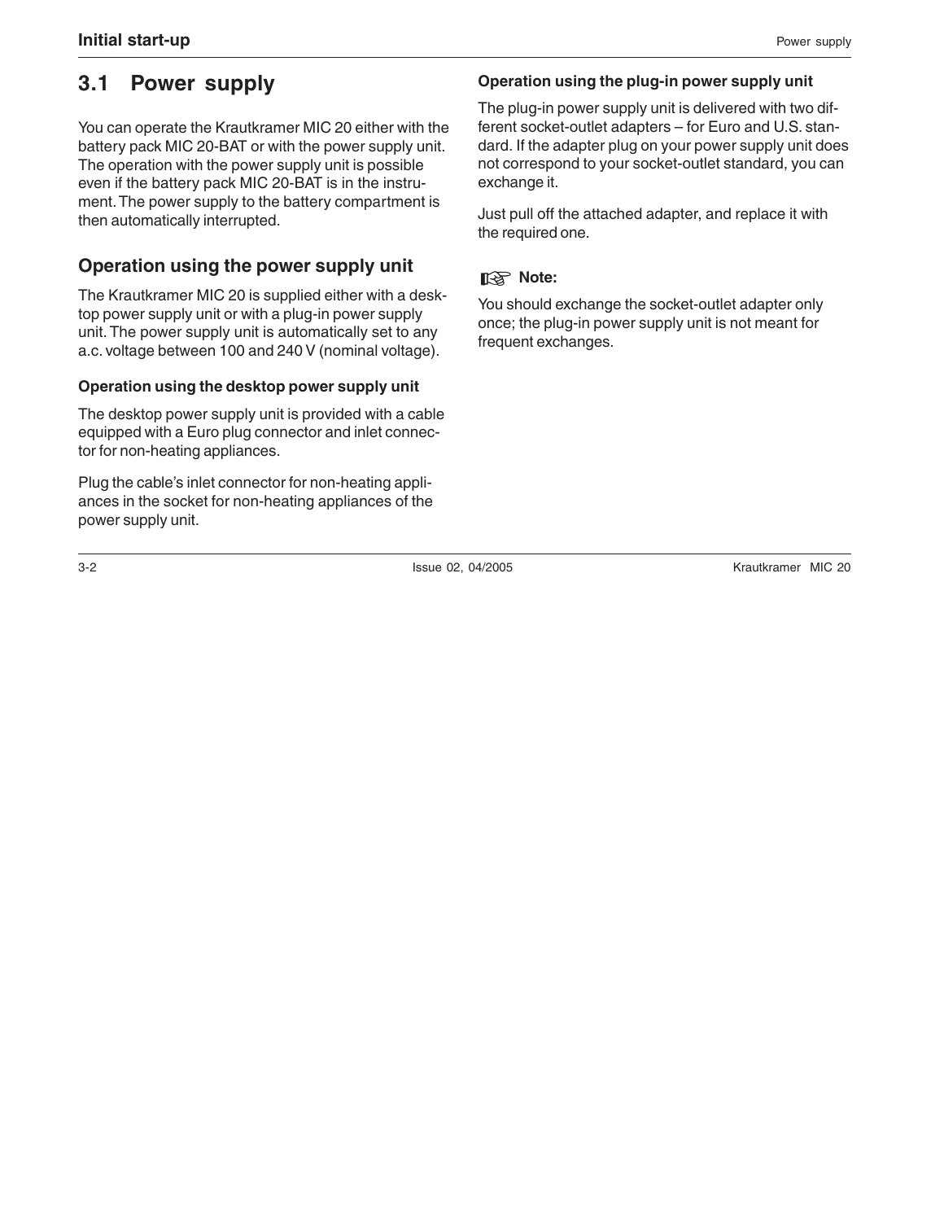## 3.1 Power supply

You can operate the Krautkramer MIC 20 either with the battery pack MIC 20-BAT or with the power supply unit. The operation with the power supply unit is possible even if the battery pack MIC 20-BAT is in the instrument. The power supply to the battery compartment is then automatically interrupted.

### Operation using the power supply unit

The Krautkramer MIC 20 is supplied either with a desktop power supply unit or with a plug-in power supply unit. The power supply unit is automatically set to any a.c. voltage between 100 and 240 V (nominal voltage).

#### Operation using the desktop power supply unit

The desktop power supply unit is provided with a cable equipped with a Euro plug connector and inlet connector for non-heating appliances.

Plug the cable's inlet connector for non-heating appliances in the socket for non-heating appliances of the power supply unit.

#### Operation using the plug-in power supply unit

The plug-in power supply unit is delivered with two different socket-outlet adapters – for Euro and U.S. standard. If the adapter plug on your power supply unit does not correspond to your socket-outlet standard, you can exchange it.

Just pull off the attached adapter, and replace it with the required one.

☞ **Note:**

You should exchange the socket-outlet adapter only once; the plug-in power supply unit is not meant for frequent exchanges.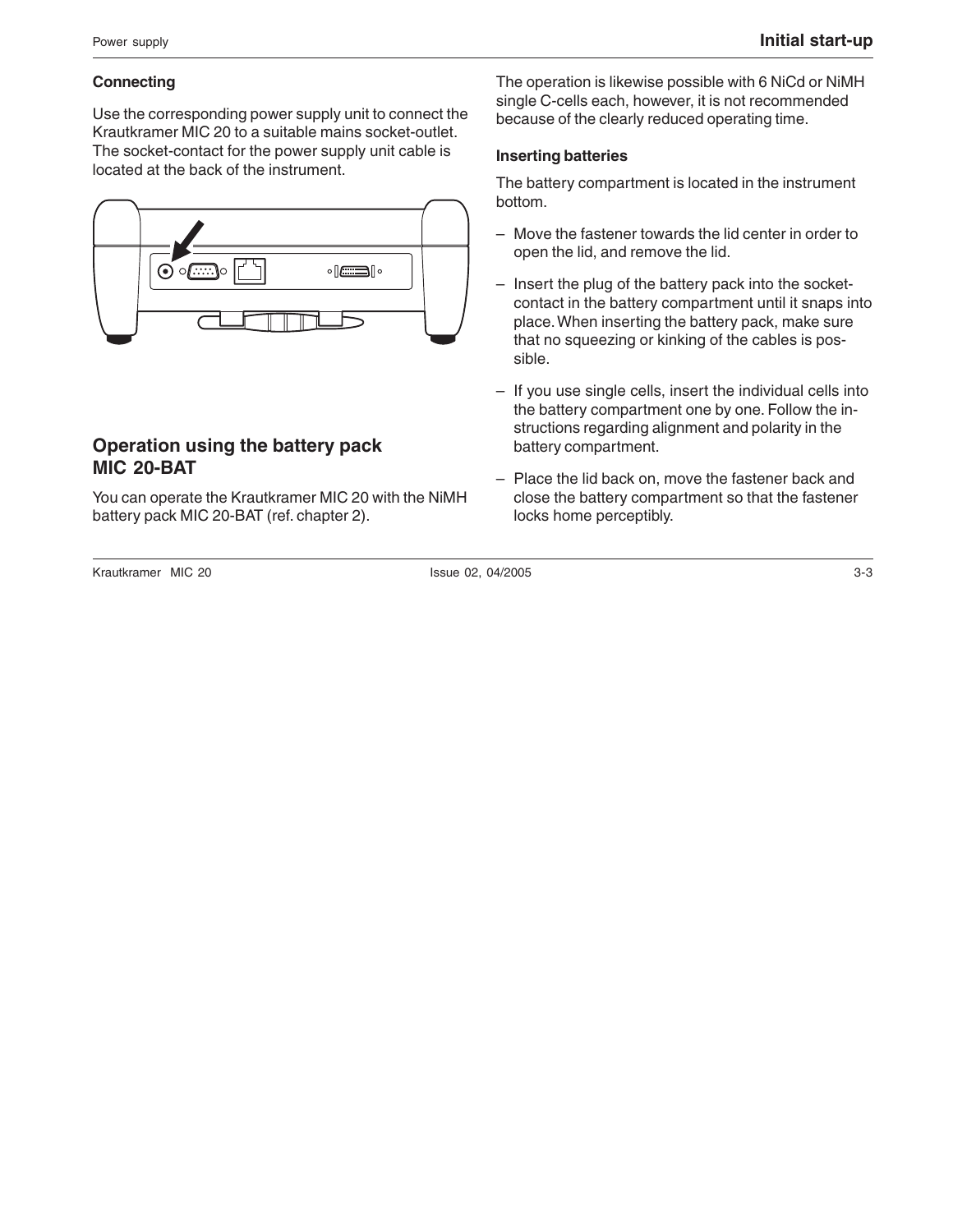### Connecting

Use the corresponding power supply unit to connect the Krautkramer MIC 20 to a suitable mains socket-outlet. The socket-contact for the power supply unit cable is located at the back of the instrument.

## Operation using the battery pack MIC 20-BAT

You can operate the Krautkramer MIC 20 with the NiMH battery pack MIC 20-BAT (ref. chapter 2).

The operation is likewise possible with 6 NiCd or NiMH single C-cells each, however, it is not recommended because of the clearly reduced operating time.

### Inserting batteries

The battery compartment is located in the instrument bottom.

– Move the fastener towards the lid center in order to open the lid, and remove the lid.

– Insert the plug of the battery pack into the socket-contact in the battery compartment until it snaps into place. When inserting the battery pack, make sure that no squeezing or kinking of the cables is possible.

– If you use single cells, insert the individual cells into the battery compartment one by one. Follow the instructions regarding alignment and polarity in the battery compartment.

– Place the lid back on, move the fastener back and close the battery compartment so that the fastener locks home perceptibly.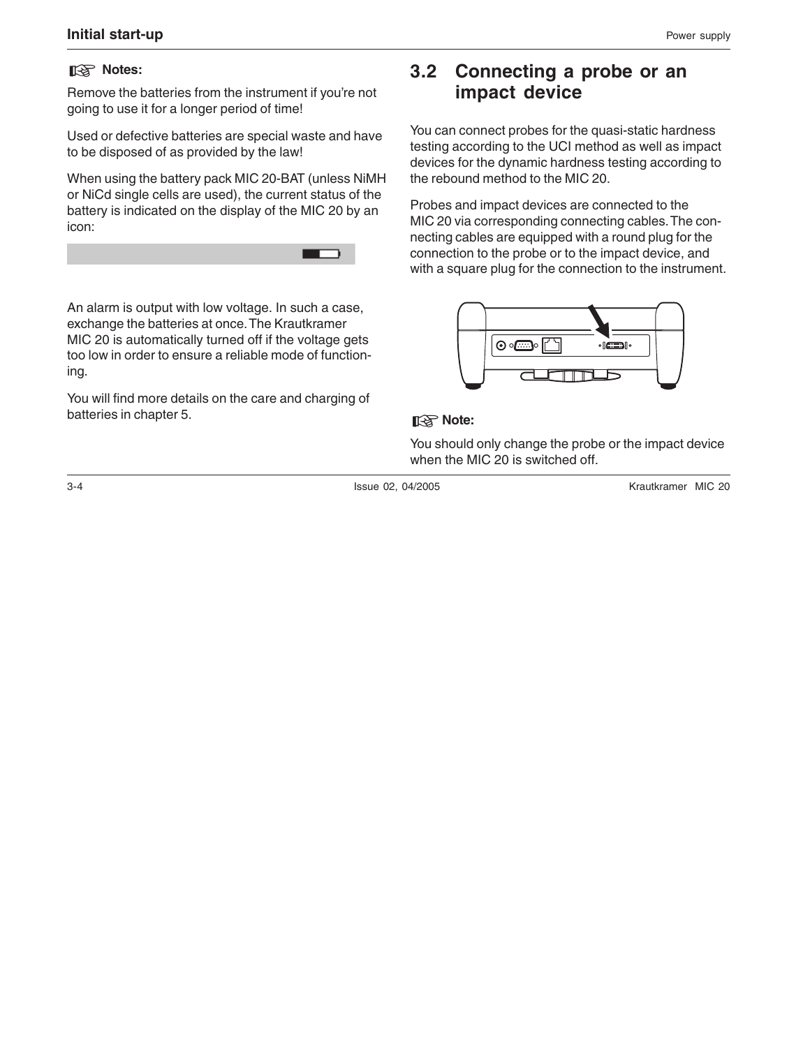**Notes:**

Remove the batteries from the instrument if you're not going to use it for a longer period of time!

Used or defective batteries are special waste and have to be disposed of as provided by the law!

When using the battery pack MIC 20-BAT (unless NiMH or NiCd single cells are used), the current status of the battery is indicated on the display of the MIC 20 by an icon:

An alarm is output with low voltage. In such a case, exchange the batteries at once. The Krautkramer MIC 20 is automatically turned off if the voltage gets too low in order to ensure a reliable mode of functioning.

You will find more details on the care and charging of batteries in chapter 5.

## 3.2 Connecting a probe or an impact device

You can connect probes for the quasi-static hardness testing according to the UCI method as well as impact devices for the dynamic hardness testing according to the rebound method to the MIC 20.

Probes and impact devices are connected to the MIC 20 via corresponding connecting cables. The connecting cables are equipped with a round plug for the connection to the probe or to the impact device, and with a square plug for the connection to the instrument.

**Note:**

You should only change the probe or the impact device when the MIC 20 is switched off.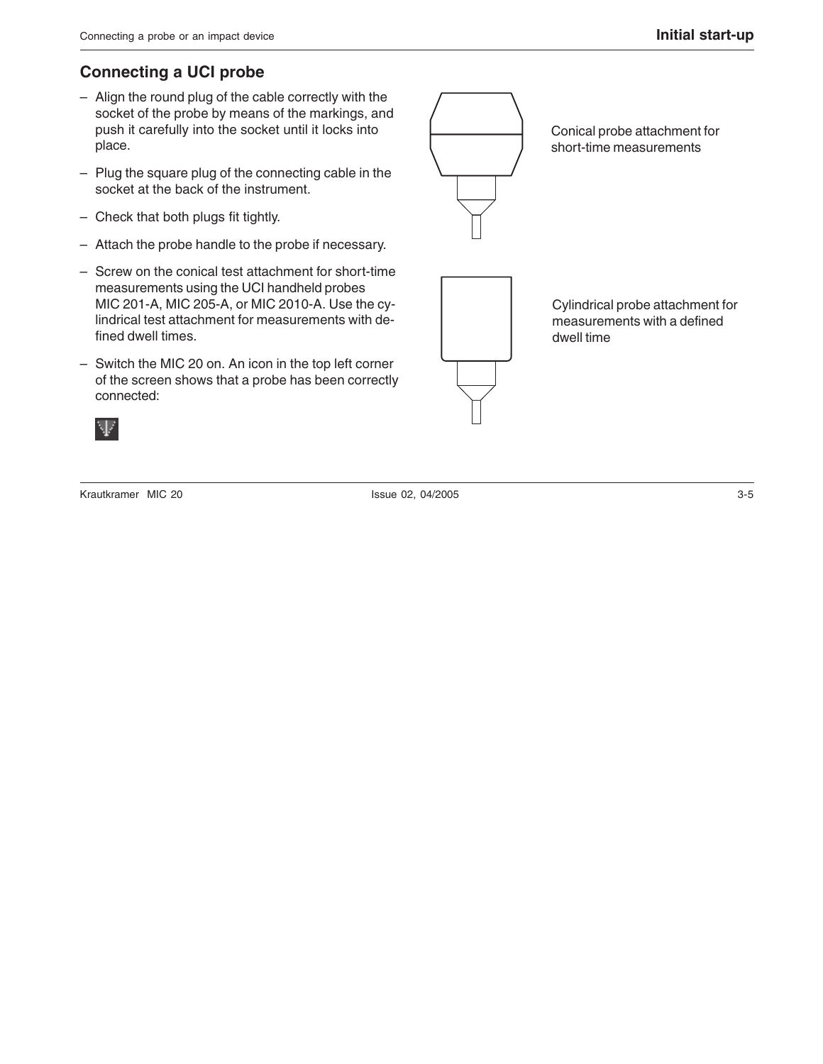## Connecting a UCI probe

– Align the round plug of the cable correctly with the socket of the probe by means of the markings, and push it carefully into the socket until it locks into place.

– Plug the square plug of the connecting cable in the socket at the back of the instrument.

– Check that both plugs fit tightly.

– Attach the probe handle to the probe if necessary.

– Screw on the conical test attachment for short-time measurements using the UCI handheld probes MIC 201-A, MIC 205-A, or MIC 2010-A. Use the cylindrical test attachment for measurements with defined dwell times.

– Switch the MIC 20 on. An icon in the top left corner of the screen shows that a probe has been correctly connected:

Conical probe attachment for short-time measurements

Cylindrical probe attachment for measurements with a defined dwell time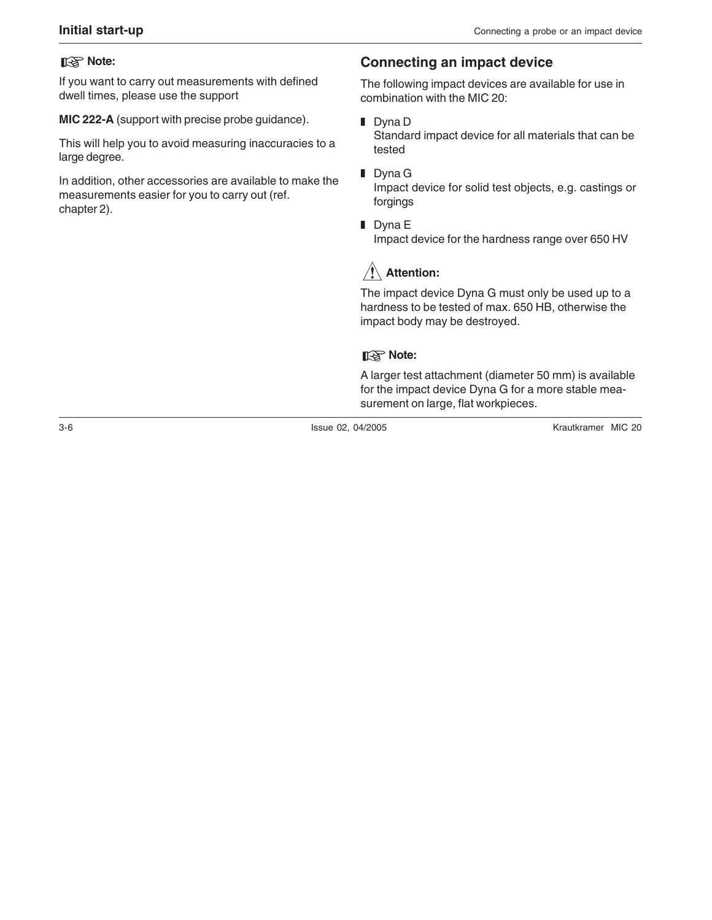**Note:**

If you want to carry out measurements with defined dwell times, please use the support

**MIC 222-A** (support with precise probe guidance).

This will help you to avoid measuring inaccuracies to a large degree.

In addition, other accessories are available to make the measurements easier for you to carry out (ref. chapter 2).

## Connecting an impact device

The following impact devices are available for use in combination with the MIC 20:

- Dyna D
  Standard impact device for all materials that can be tested
- Dyna G
  Impact device for solid test objects, e.g. castings or forgings
- Dyna E
  Impact device for the hardness range over 650 HV

**Attention:**

The impact device Dyna G must only be used up to a hardness to be tested of max. 650 HB, otherwise the impact body may be destroyed.

**Note:**

A larger test attachment (diameter 50 mm) is available for the impact device Dyna G for a more stable measurement on large, flat workpieces.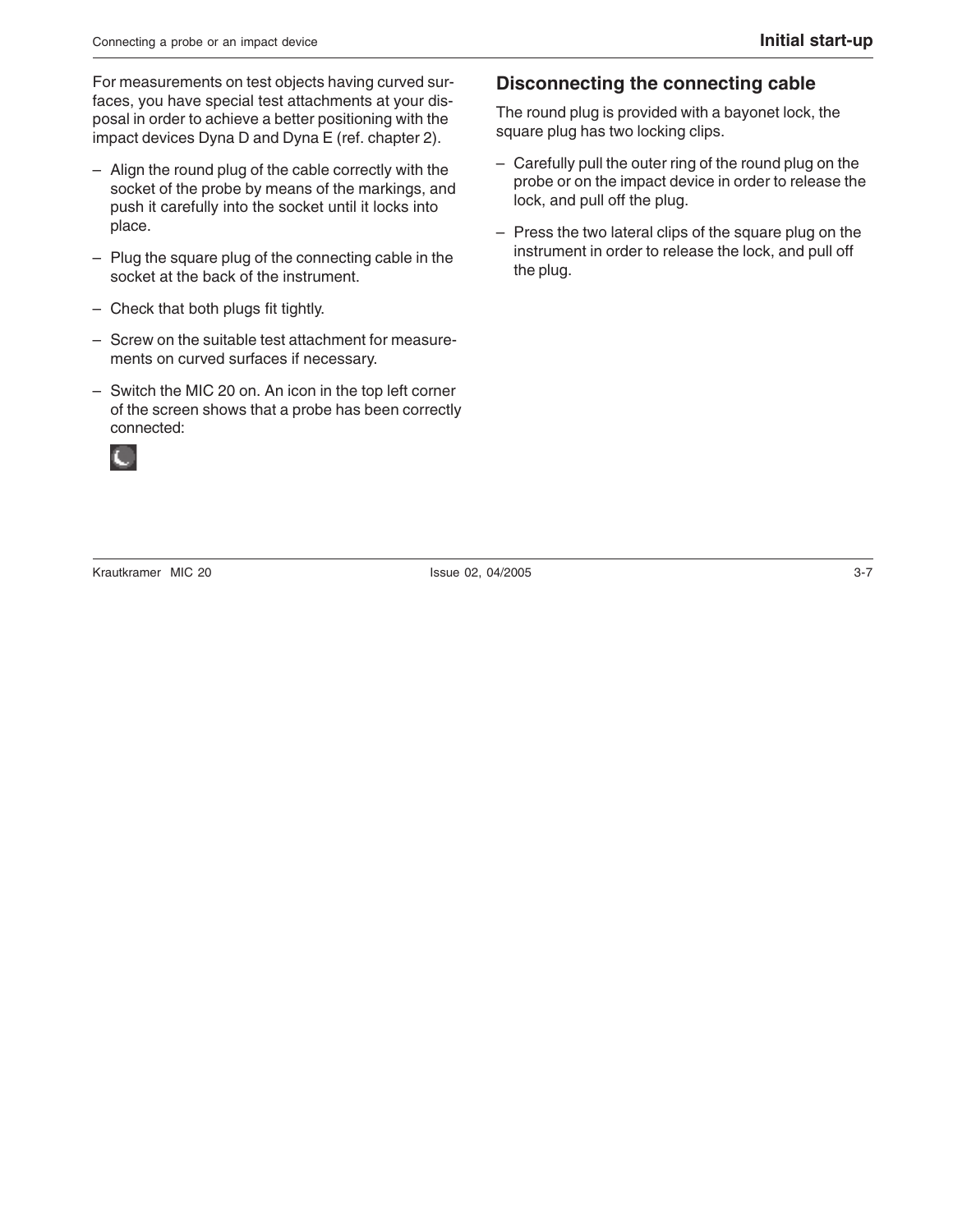For measurements on test objects having curved surfaces, you have special test attachments at your disposal in order to achieve a better positioning with the impact devices Dyna D and Dyna E (ref. chapter 2).

– Align the round plug of the cable correctly with the socket of the probe by means of the markings, and push it carefully into the socket until it locks into place.

– Plug the square plug of the connecting cable in the socket at the back of the instrument.

– Check that both plugs fit tightly.

– Screw on the suitable test attachment for measurements on curved surfaces if necessary.

– Switch the MIC 20 on. An icon in the top left corner of the screen shows that a probe has been correctly connected:

## Disconnecting the connecting cable

The round plug is provided with a bayonet lock, the square plug has two locking clips.

– Carefully pull the outer ring of the round plug on the probe or on the impact device in order to release the lock, and pull off the plug.

– Press the two lateral clips of the square plug on the instrument in order to release the lock, and pull off the plug.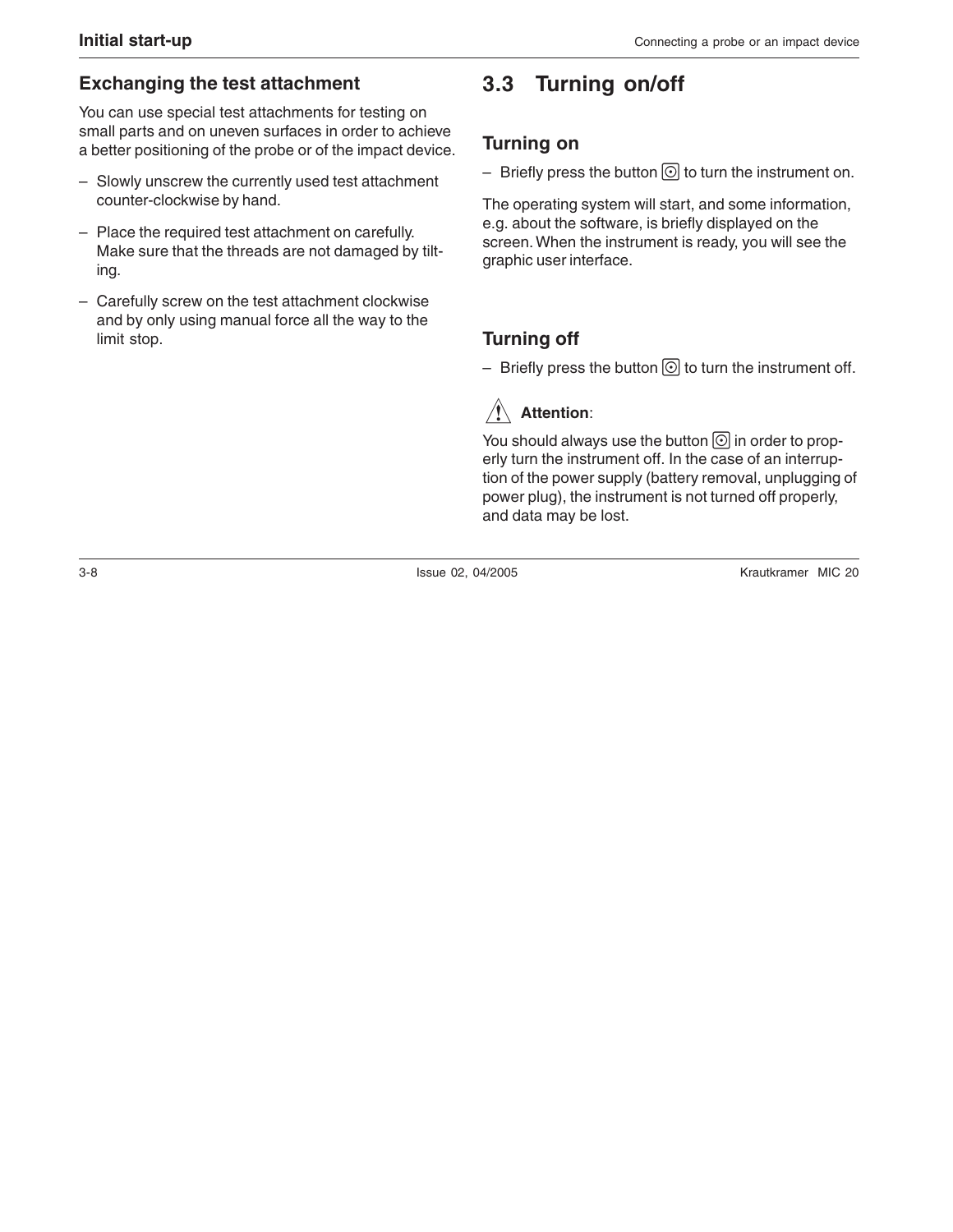### Exchanging the test attachment

You can use special test attachments for testing on small parts and on uneven surfaces in order to achieve a better positioning of the probe or of the impact device.

- Slowly unscrew the currently used test attachment counter-clockwise by hand.
- Place the required test attachment on carefully. Make sure that the threads are not damaged by tilting.
- Carefully screw on the test attachment clockwise and by only using manual force all the way to the limit stop.

## 3.3 Turning on/off

### Turning on

- Briefly press the button ⊙ to turn the instrument on.

The operating system will start, and some information, e.g. about the software, is briefly displayed on the screen. When the instrument is ready, you will see the graphic user interface.

### Turning off

- Briefly press the button ⊙ to turn the instrument off.

⚠ **Attention**:

You should always use the button ⊙ in order to properly turn the instrument off. In the case of an interruption of the power supply (battery removal, unplugging of power plug), the instrument is not turned off properly, and data may be lost.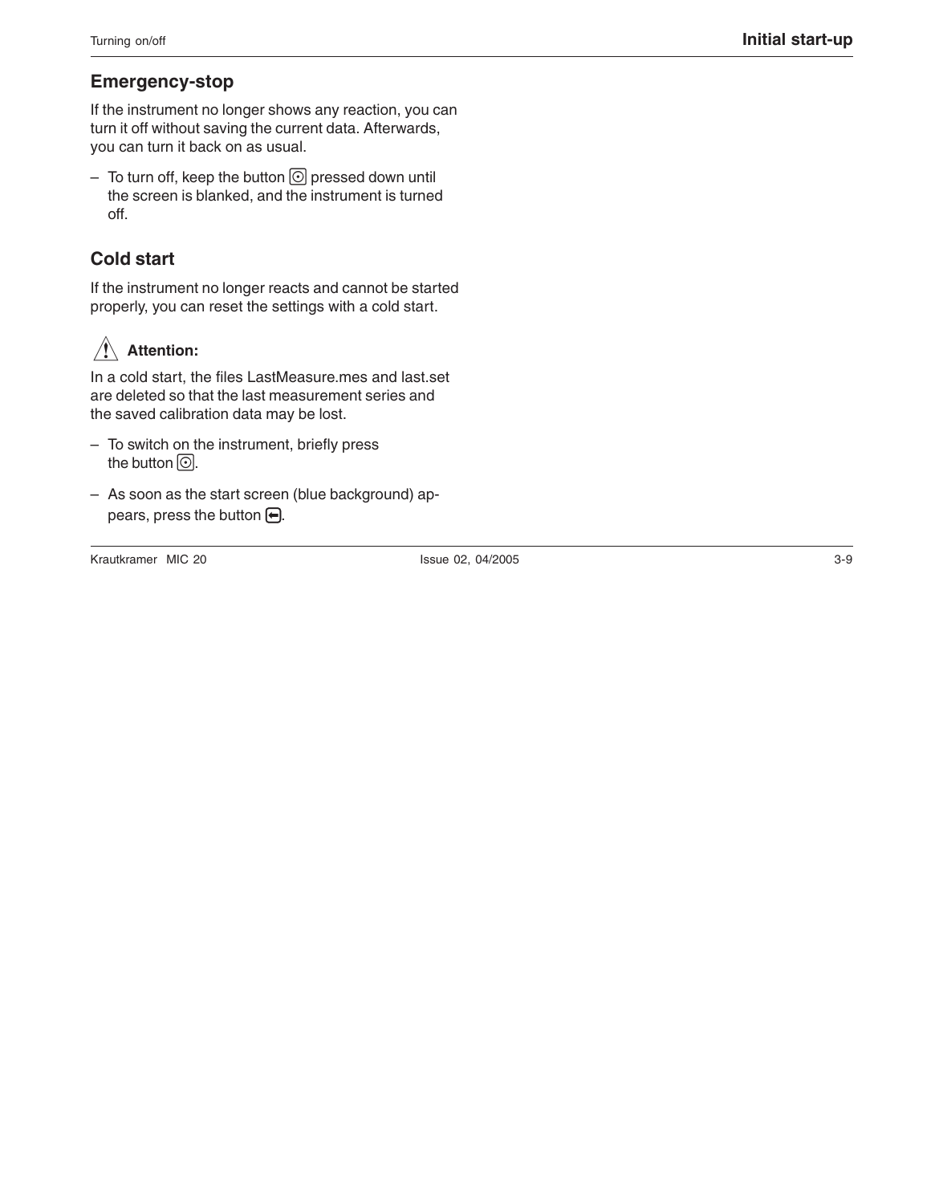## Emergency-stop

If the instrument no longer shows any reaction, you can turn it off without saving the current data. Afterwards, you can turn it back on as usual.

– To turn off, keep the button ⊙ pressed down until the screen is blanked, and the instrument is turned off.

## Cold start

If the instrument no longer reacts and cannot be started properly, you can reset the settings with a cold start.

**⚠ Attention:**

In a cold start, the files LastMeasure.mes and last.set are deleted so that the last measurement series and the saved calibration data may be lost.

– To switch on the instrument, briefly press the button ⊙.

– As soon as the start screen (blue background) appears, press the button ⊟.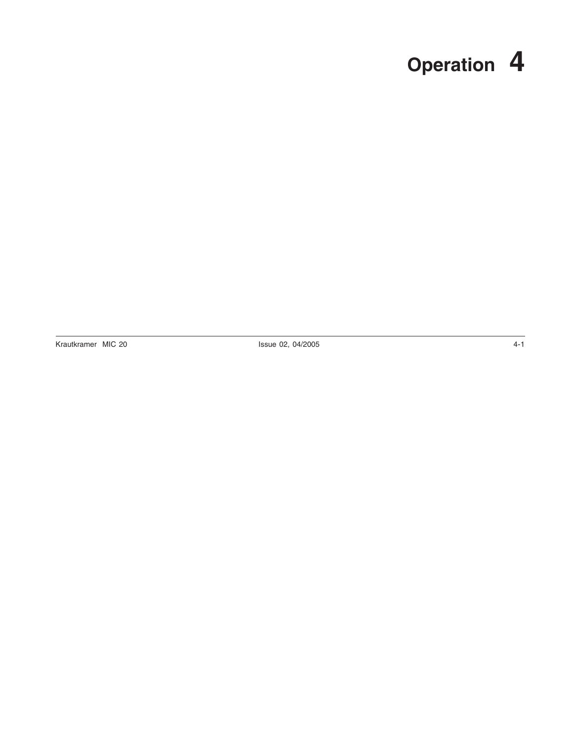# Operation 4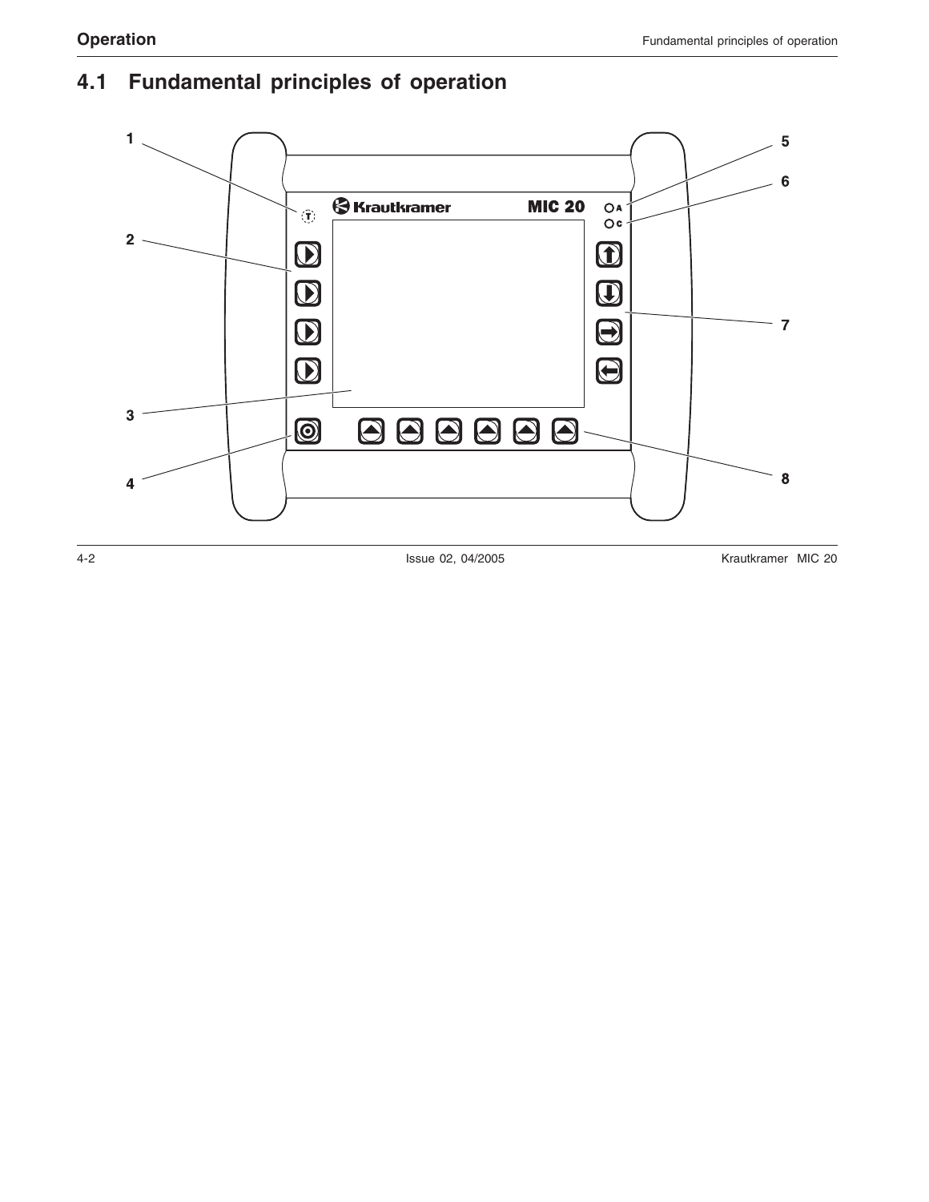## 4.1 Fundamental principles of operation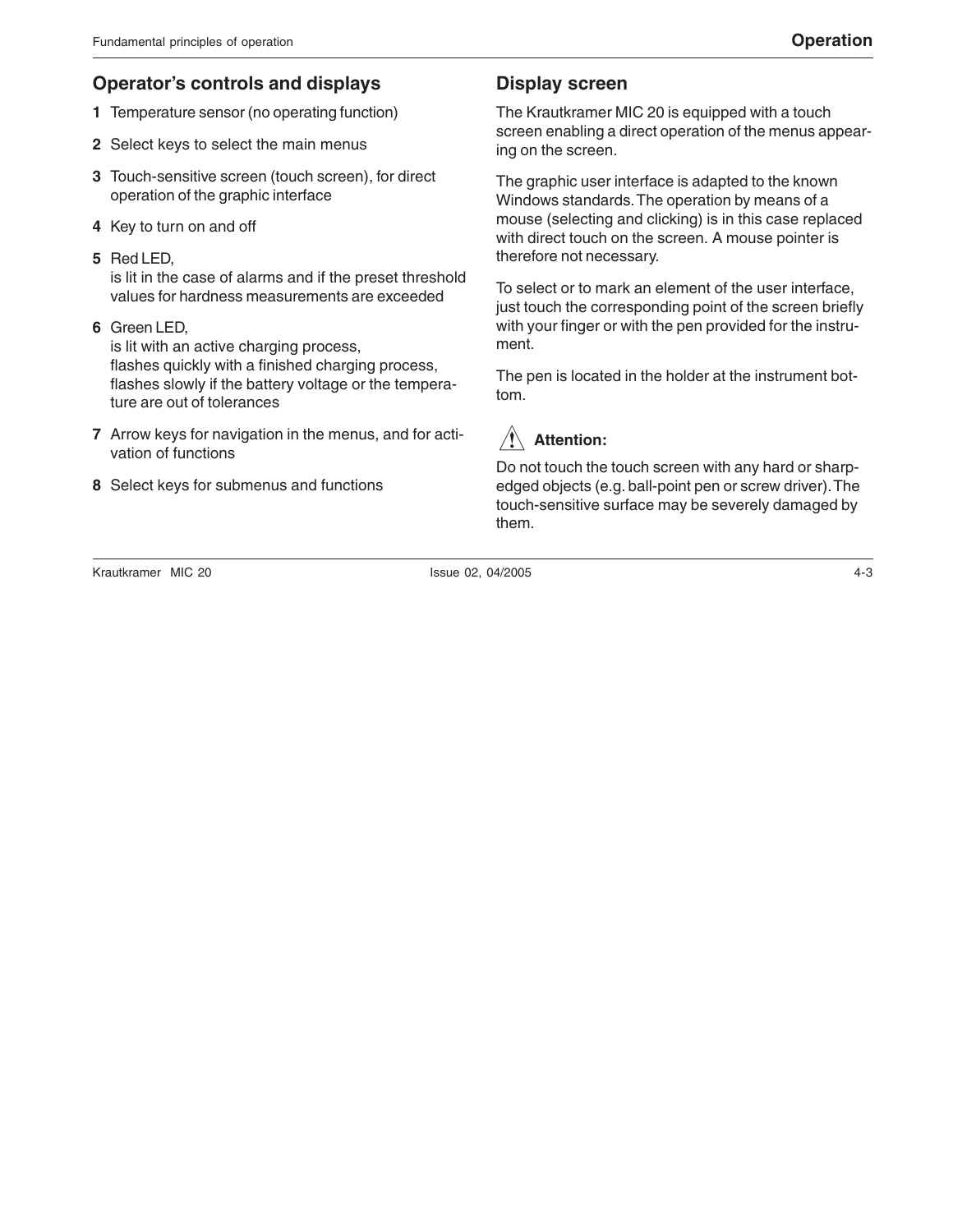## Operator's controls and displays

**1** Temperature sensor (no operating function)

**2** Select keys to select the main menus

**3** Touch-sensitive screen (touch screen), for direct operation of the graphic interface

**4** Key to turn on and off

**5** Red LED,
is lit in the case of alarms and if the preset threshold values for hardness measurements are exceeded

**6** Green LED,
is lit with an active charging process,
flashes quickly with a finished charging process,
flashes slowly if the battery voltage or the temperature are out of tolerances

**7** Arrow keys for navigation in the menus, and for activation of functions

**8** Select keys for submenus and functions

## Display screen

The Krautkramer MIC 20 is equipped with a touch screen enabling a direct operation of the menus appearing on the screen.

The graphic user interface is adapted to the known Windows standards. The operation by means of a mouse (selecting and clicking) is in this case replaced with direct touch on the screen. A mouse pointer is therefore not necessary.

To select or to mark an element of the user interface, just touch the corresponding point of the screen briefly with your finger or with the pen provided for the instrument.

The pen is located in the holder at the instrument bottom.

**Attention:**

Do not touch the touch screen with any hard or sharp-edged objects (e.g. ball-point pen or screw driver). The touch-sensitive surface may be severely damaged by them.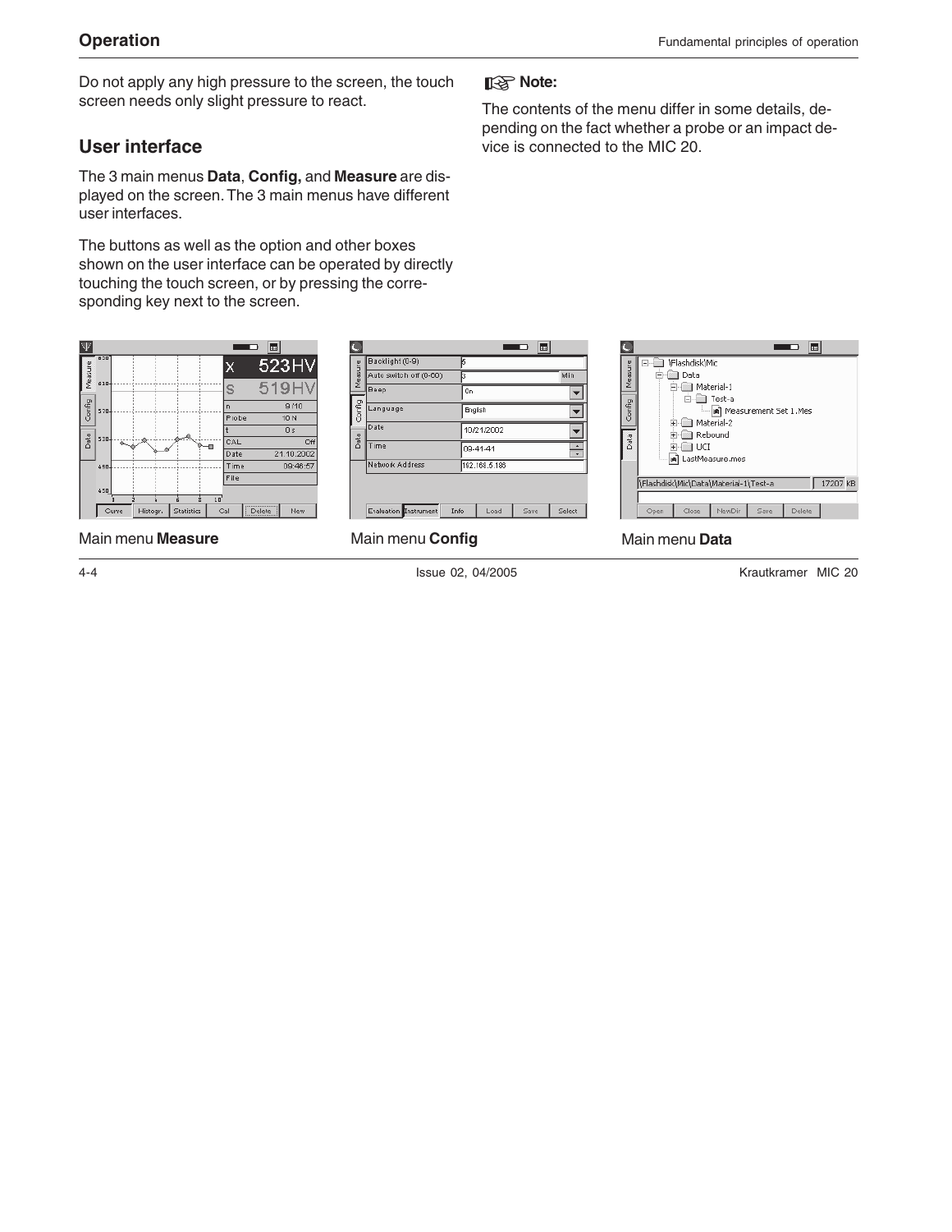Do not apply any high pressure to the screen, the touch screen needs only slight pressure to react.

## User interface

The 3 main menus **Data**, **Config,** and **Measure** are displayed on the screen. The 3 main menus have different user interfaces.

The buttons as well as the option and other boxes shown on the user interface can be operated by directly touching the touch screen, or by pressing the corresponding key next to the screen.

**Note:**

The contents of the menu differ in some details, depending on the fact whether a probe or an impact device is connected to the MIC 20.

Main menu **Measure**

Main menu **Config**

Main menu **Data**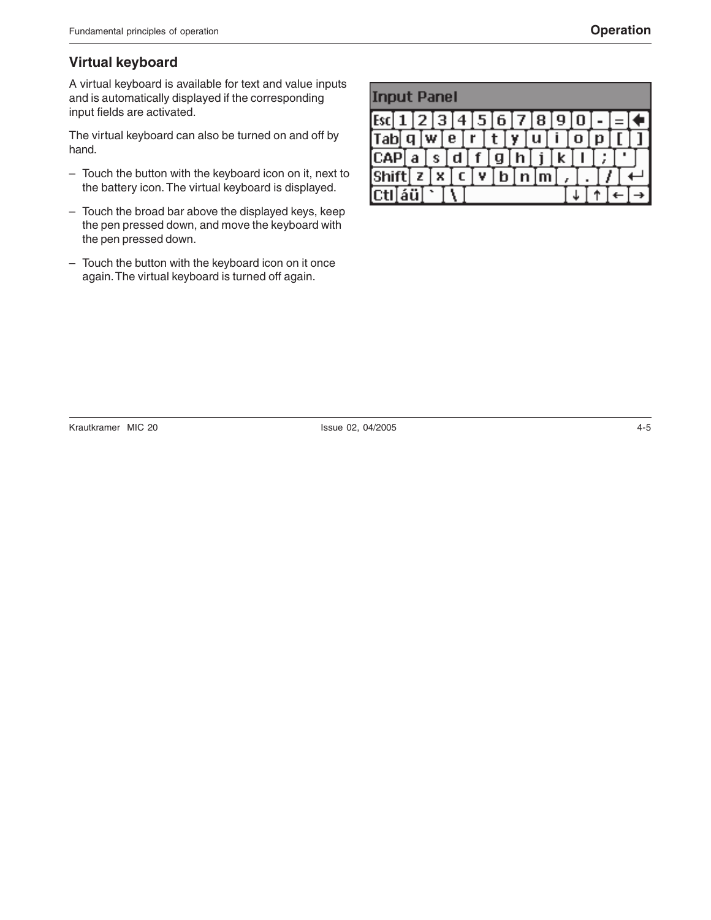## Virtual keyboard

A virtual keyboard is available for text and value inputs and is automatically displayed if the corresponding input fields are activated.

The virtual keyboard can also be turned on and off by hand.

– Touch the button with the keyboard icon on it, next to the battery icon. The virtual keyboard is displayed.

– Touch the broad bar above the displayed keys, keep the pen pressed down, and move the keyboard with the pen pressed down.

– Touch the button with the keyboard icon on it once again. The virtual keyboard is turned off again.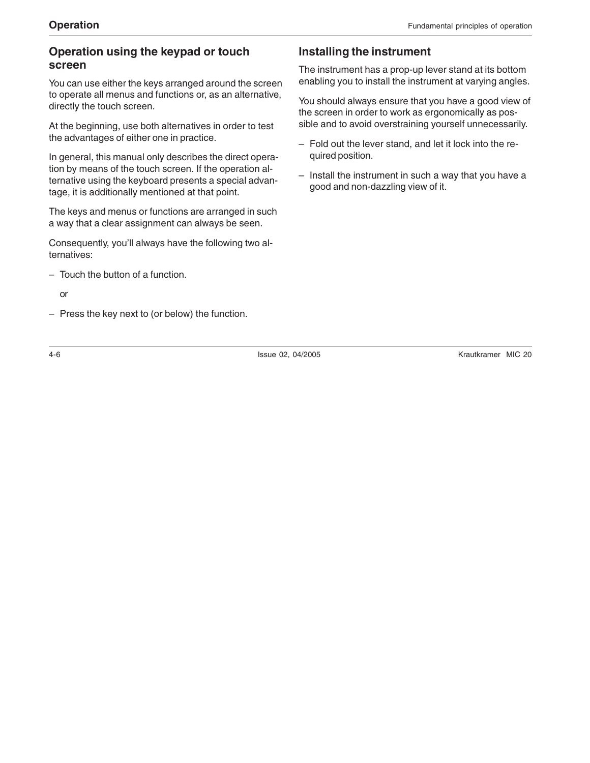## Operation using the keypad or touch screen

You can use either the keys arranged around the screen to operate all menus and functions or, as an alternative, directly the touch screen.

At the beginning, use both alternatives in order to test the advantages of either one in practice.

In general, this manual only describes the direct operation by means of the touch screen. If the operation alternative using the keyboard presents a special advantage, it is additionally mentioned at that point.

The keys and menus or functions are arranged in such a way that a clear assignment can always be seen.

Consequently, you'll always have the following two alternatives:

– Touch the button of a function.

or

– Press the key next to (or below) the function.

## Installing the instrument

The instrument has a prop-up lever stand at its bottom enabling you to install the instrument at varying angles.

You should always ensure that you have a good view of the screen in order to work as ergonomically as possible and to avoid overstraining yourself unnecessarily.

– Fold out the lever stand, and let it lock into the required position.

– Install the instrument in such a way that you have a good and non-dazzling view of it.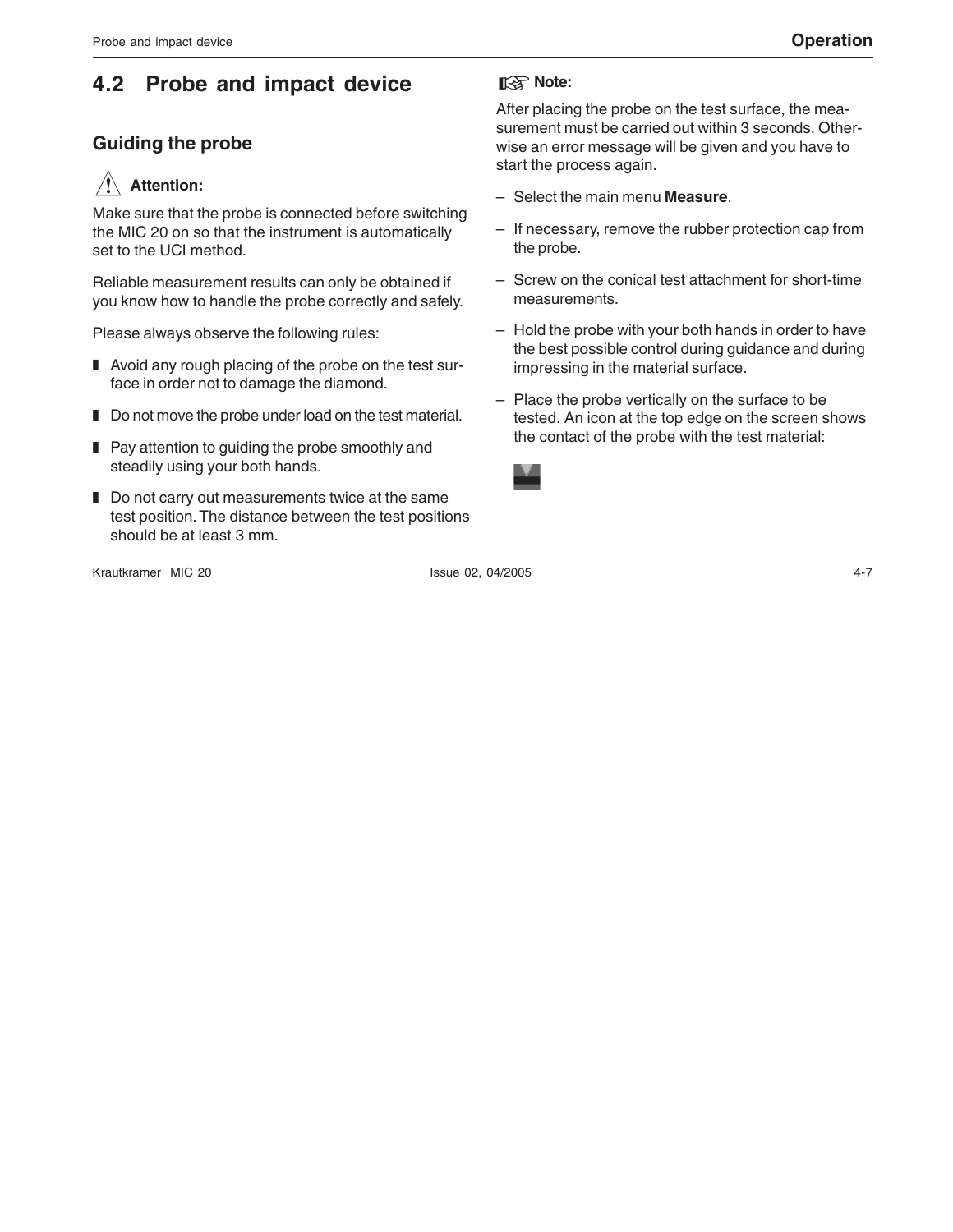## 4.2 Probe and impact device

### Guiding the probe

**Attention:**

Make sure that the probe is connected before switching the MIC 20 on so that the instrument is automatically set to the UCI method.

Reliable measurement results can only be obtained if you know how to handle the probe correctly and safely.

Please always observe the following rules:

- Avoid any rough placing of the probe on the test surface in order not to damage the diamond.
- Do not move the probe under load on the test material.
- Pay attention to guiding the probe smoothly and steadily using your both hands.
- Do not carry out measurements twice at the same test position. The distance between the test positions should be at least 3 mm.

**Note:**

After placing the probe on the test surface, the measurement must be carried out within 3 seconds. Otherwise an error message will be given and you have to start the process again.

– Select the main menu **Measure**.

– If necessary, remove the rubber protection cap from the probe.

– Screw on the conical test attachment for short-time measurements.

– Hold the probe with your both hands in order to have the best possible control during guidance and during impressing in the material surface.

– Place the probe vertically on the surface to be tested. An icon at the top edge on the screen shows the contact of the probe with the test material: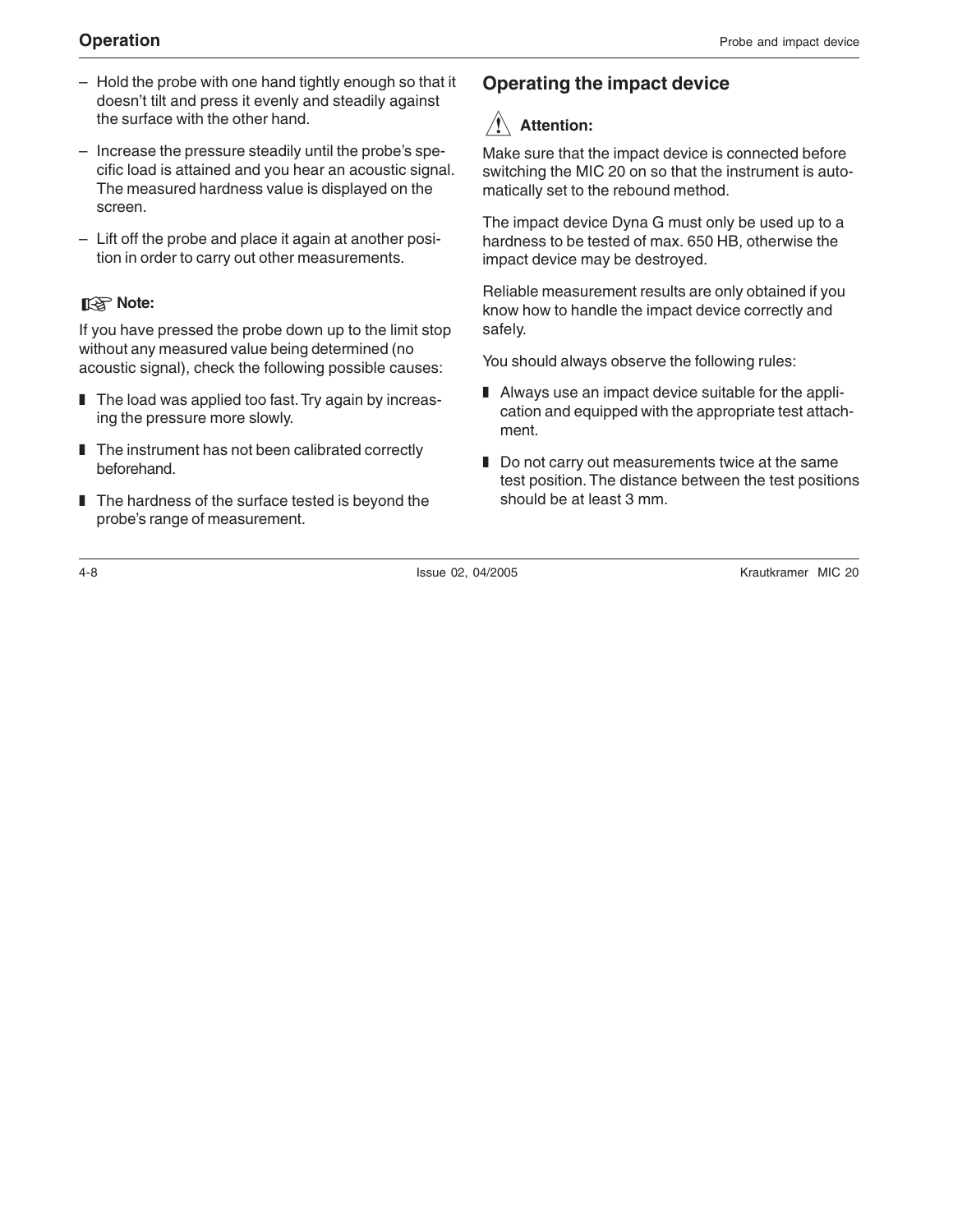- Hold the probe with one hand tightly enough so that it doesn't tilt and press it evenly and steadily against the surface with the other hand.

- Increase the pressure steadily until the probe's specific load is attained and you hear an acoustic signal. The measured hardness value is displayed on the screen.

- Lift off the probe and place it again at another position in order to carry out other measurements.

**Note:**

If you have pressed the probe down up to the limit stop without any measured value being determined (no acoustic signal), check the following possible causes:

- The load was applied too fast. Try again by increasing the pressure more slowly.
- The instrument has not been calibrated correctly beforehand.
- The hardness of the surface tested is beyond the probe's range of measurement.

## Operating the impact device

**Attention:**

Make sure that the impact device is connected before switching the MIC 20 on so that the instrument is automatically set to the rebound method.

The impact device Dyna G must only be used up to a hardness to be tested of max. 650 HB, otherwise the impact device may be destroyed.

Reliable measurement results are only obtained if you know how to handle the impact device correctly and safely.

You should always observe the following rules:

- Always use an impact device suitable for the application and equipped with the appropriate test attachment.
- Do not carry out measurements twice at the same test position. The distance between the test positions should be at least 3 mm.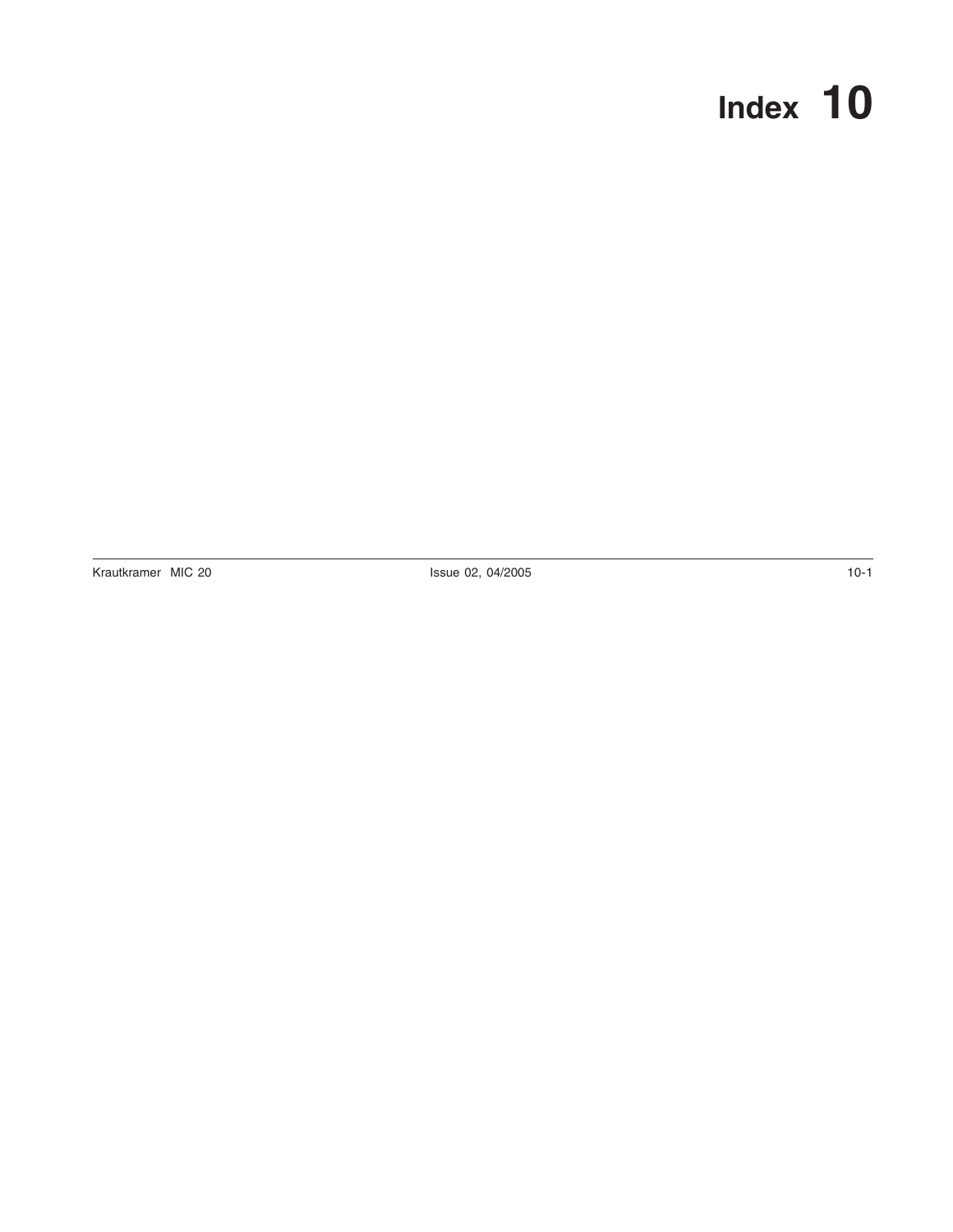# Index 10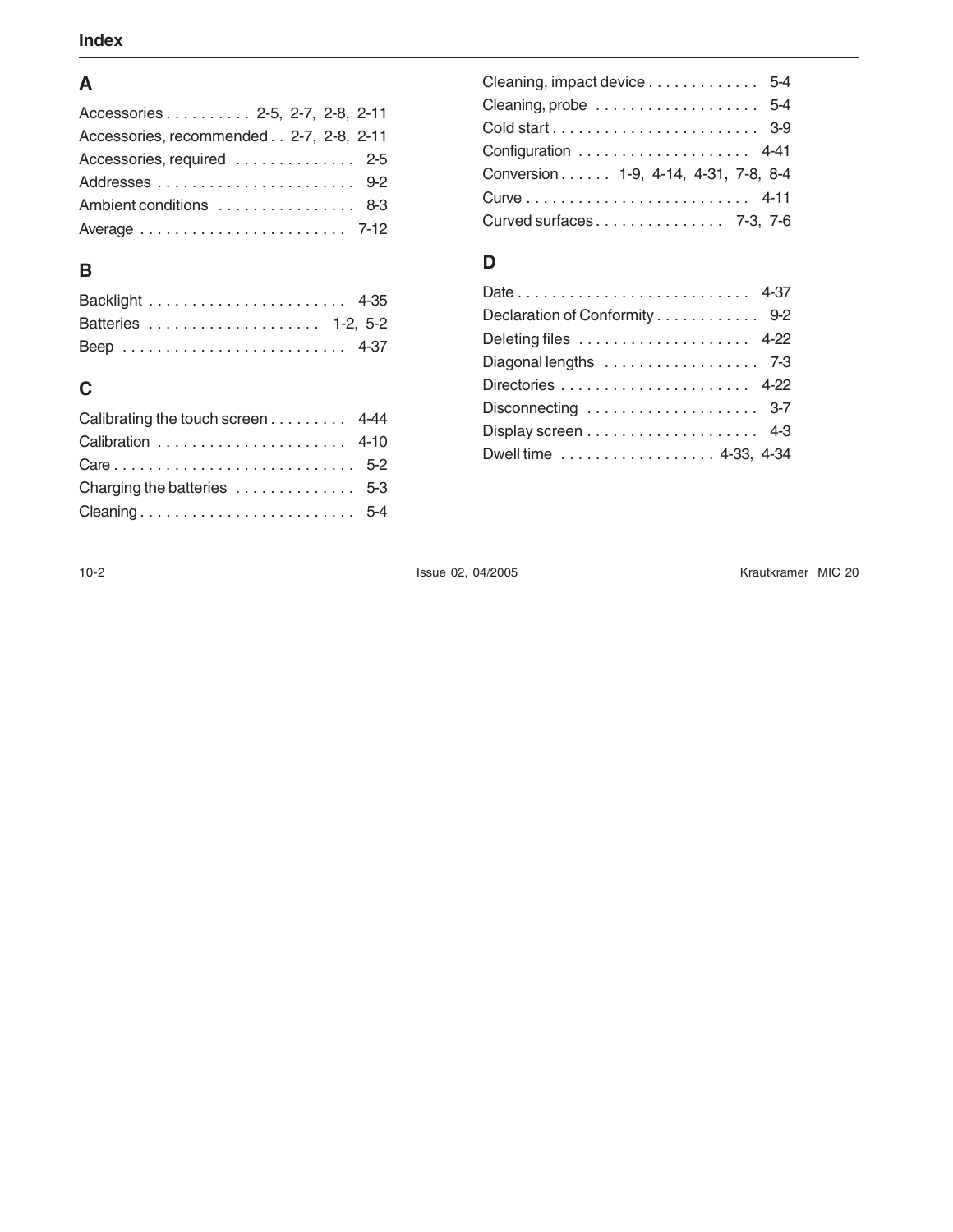# Index

## A

Accessories . . . . . . . . . . 2-5, 2-7, 2-8, 2-11
Accessories, recommended . . 2-7, 2-8, 2-11
Accessories, required . . . . . . . . . . . . . 2-5
Addresses . . . . . . . . . . . . . . . . . . . . . . 9-2
Ambient conditions . . . . . . . . . . . . . . . 8-3
Average . . . . . . . . . . . . . . . . . . . . . . . 7-12

## B

Backlight . . . . . . . . . . . . . . . . . . . . . . 4-35
Batteries . . . . . . . . . . . . . . . . . . . 1-2, 5-2
Beep . . . . . . . . . . . . . . . . . . . . . . . . . 4-37

## C

Calibrating the touch screen . . . . . . . . . 4-44
Calibration . . . . . . . . . . . . . . . . . . . . . 4-10
Care . . . . . . . . . . . . . . . . . . . . . . . . . . 5-2
Charging the batteries . . . . . . . . . . . . . 5-3
Cleaning . . . . . . . . . . . . . . . . . . . . . . . 5-4
Cleaning, impact device . . . . . . . . . . . . 5-4
Cleaning, probe . . . . . . . . . . . . . . . . . . 5-4
Cold start . . . . . . . . . . . . . . . . . . . . . . . 3-9
Configuration . . . . . . . . . . . . . . . . . . . 4-41
Conversion . . . . . . 1-9, 4-14, 4-31, 7-8, 8-4
Curve . . . . . . . . . . . . . . . . . . . . . . . . . 4-11
Curved surfaces . . . . . . . . . . . . . . . 7-3, 7-6

## D

Date . . . . . . . . . . . . . . . . . . . . . . . . . . 4-37
Declaration of Conformity . . . . . . . . . . . 9-2
Deleting files . . . . . . . . . . . . . . . . . . . . 4-22
Diagonal lengths . . . . . . . . . . . . . . . . . . 7-3
Directories . . . . . . . . . . . . . . . . . . . . . 4-22
Disconnecting . . . . . . . . . . . . . . . . . . . . 3-7
Display screen . . . . . . . . . . . . . . . . . . . . 4-3
Dwell time . . . . . . . . . . . . . . . . . . 4-33, 4-34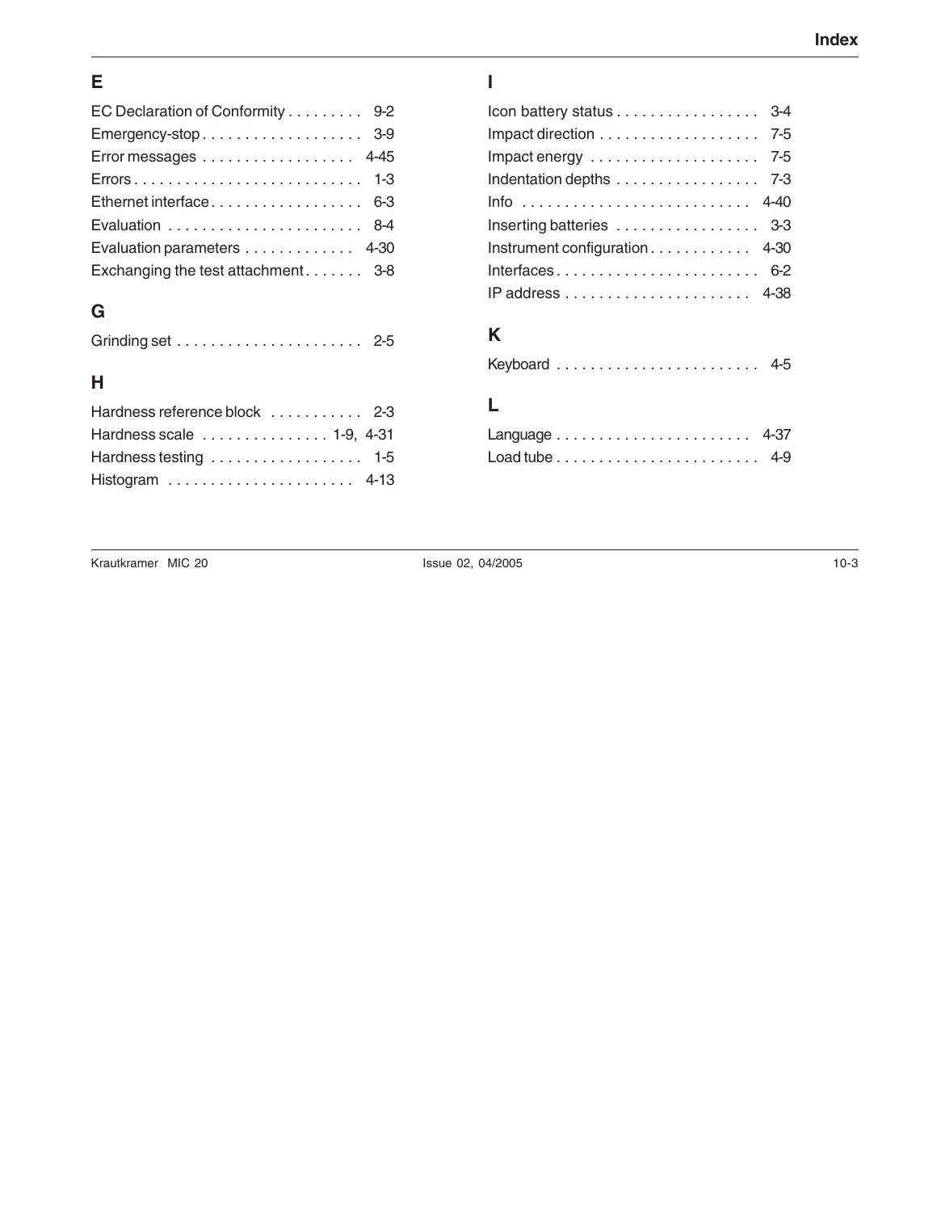## E

EC Declaration of Conformity . . . . . . . . . 9-2
Emergency-stop . . . . . . . . . . . . . . . . . . . 3-9
Error messages . . . . . . . . . . . . . . . . . . 4-45
Errors . . . . . . . . . . . . . . . . . . . . . . . . . . . 1-3
Ethernet interface . . . . . . . . . . . . . . . . . . 6-3
Evaluation . . . . . . . . . . . . . . . . . . . . . . . 8-4
Evaluation parameters . . . . . . . . . . . . . 4-30
Exchanging the test attachment . . . . . . . 3-8

## G

Grinding set . . . . . . . . . . . . . . . . . . . . . . 2-5

## H

Hardness reference block . . . . . . . . . . . 2-3
Hardness scale . . . . . . . . . . . . . . . 1-9, 4-31
Hardness testing . . . . . . . . . . . . . . . . . . 1-5
Histogram . . . . . . . . . . . . . . . . . . . . . . 4-13

## I

Icon battery status . . . . . . . . . . . . . . . . . 3-4
Impact direction . . . . . . . . . . . . . . . . . . . 7-5
Impact energy . . . . . . . . . . . . . . . . . . . . 7-5
Indentation depths . . . . . . . . . . . . . . . . . 7-3
Info . . . . . . . . . . . . . . . . . . . . . . . . . . . 4-40
Inserting batteries . . . . . . . . . . . . . . . . . 3-3
Instrument configuration . . . . . . . . . . . . 4-30
Interfaces . . . . . . . . . . . . . . . . . . . . . . . . 6-2
IP address . . . . . . . . . . . . . . . . . . . . . . 4-38

## K

Keyboard . . . . . . . . . . . . . . . . . . . . . . . . 4-5

## L

Language . . . . . . . . . . . . . . . . . . . . . . . 4-37
Load tube . . . . . . . . . . . . . . . . . . . . . . . . 4-9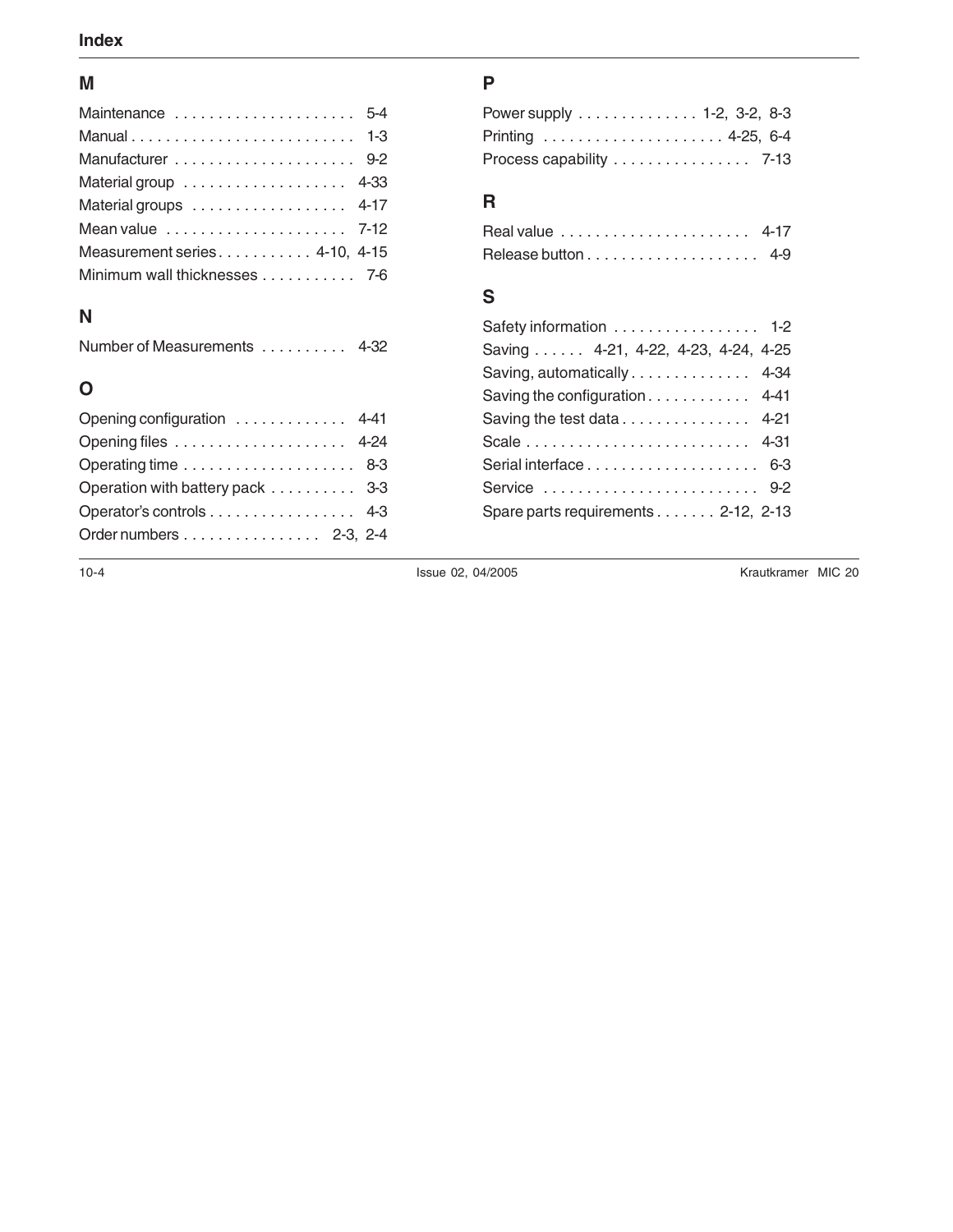## M

Maintenance . . . . . . . . . . . . . . . . . . . . . 5-4
Manual . . . . . . . . . . . . . . . . . . . . . . . . . . 1-3
Manufacturer . . . . . . . . . . . . . . . . . . . . . 9-2
Material group . . . . . . . . . . . . . . . . . . . 4-33
Material groups . . . . . . . . . . . . . . . . . . 4-17
Mean value . . . . . . . . . . . . . . . . . . . . . 7-12
Measurement series . . . . . . . . . . . 4-10, 4-15
Minimum wall thicknesses . . . . . . . . . . . 7-6

## N

Number of Measurements . . . . . . . . . . 4-32

## O

Opening configuration . . . . . . . . . . . . . 4-41
Opening files . . . . . . . . . . . . . . . . . . . . 4-24
Operating time . . . . . . . . . . . . . . . . . . . . 8-3
Operation with battery pack . . . . . . . . . . 3-3
Operator's controls . . . . . . . . . . . . . . . . . 4-3
Order numbers . . . . . . . . . . . . . . . . 2-3, 2-4

## P

Power supply . . . . . . . . . . . . . . 1-2, 3-2, 8-3
Printing . . . . . . . . . . . . . . . . . . . . . 4-25, 6-4
Process capability . . . . . . . . . . . . . . . . 7-13

## R

Real value . . . . . . . . . . . . . . . . . . . . . . 4-17
Release button . . . . . . . . . . . . . . . . . . . . 4-9

## S

Safety information . . . . . . . . . . . . . . . . . 1-2
Saving . . . . . . 4-21, 4-22, 4-23, 4-24, 4-25
Saving, automatically . . . . . . . . . . . . . . 4-34
Saving the configuration . . . . . . . . . . . . 4-41
Saving the test data . . . . . . . . . . . . . . . 4-21
Scale . . . . . . . . . . . . . . . . . . . . . . . . . . 4-31
Serial interface . . . . . . . . . . . . . . . . . . . . 6-3
Service . . . . . . . . . . . . . . . . . . . . . . . . . 9-2
Spare parts requirements . . . . . . . 2-12, 2-13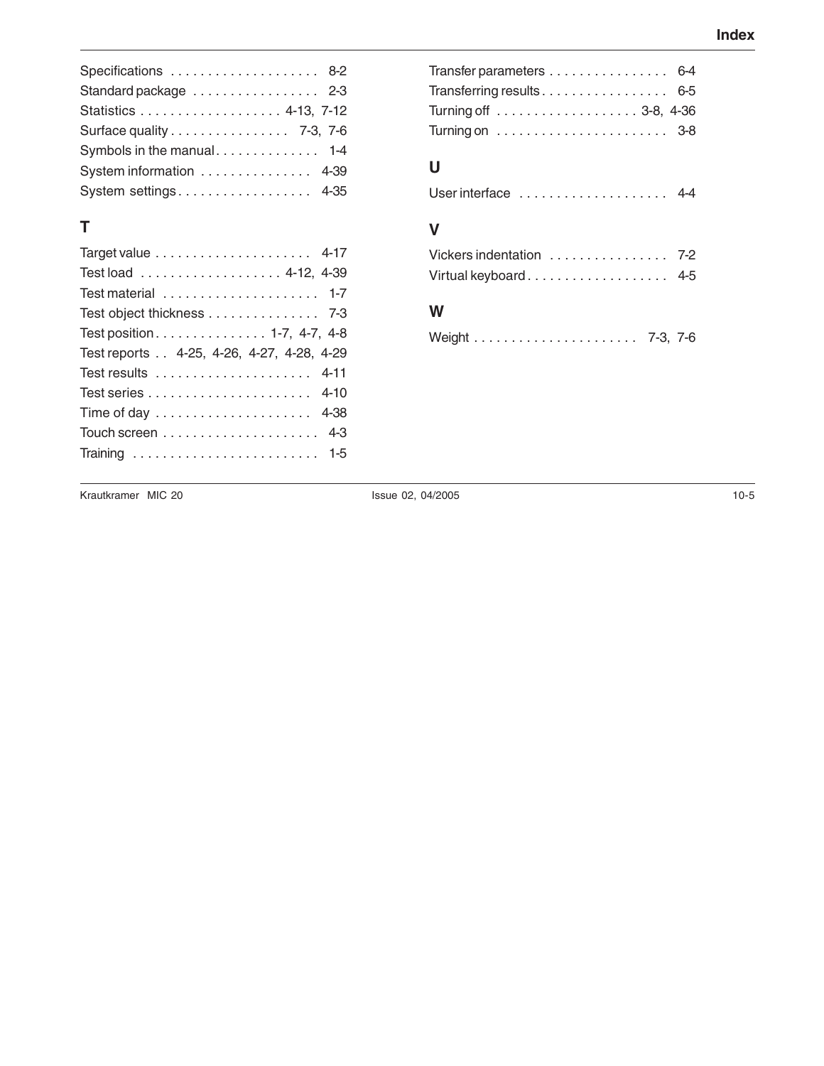Specifications . . . . . . . . . . . . . . . . . . . . 8-2
Standard package . . . . . . . . . . . . . . . . . 2-3
Statistics . . . . . . . . . . . . . . . . . . . 4-13, 7-12
Surface quality . . . . . . . . . . . . . . . . 7-3, 7-6
Symbols in the manual . . . . . . . . . . . . . 1-4
System information . . . . . . . . . . . . . . . 4-39
System settings . . . . . . . . . . . . . . . . . . 4-35

## T

Target value . . . . . . . . . . . . . . . . . . . . . 4-17
Test load . . . . . . . . . . . . . . . . . . . 4-12, 4-39
Test material . . . . . . . . . . . . . . . . . . . . . 1-7
Test object thickness . . . . . . . . . . . . . . . 7-3
Test position . . . . . . . . . . . . . . . 1-7, 4-7, 4-8
Test reports . . 4-25, 4-26, 4-27, 4-28, 4-29
Test results . . . . . . . . . . . . . . . . . . . . . 4-11
Test series . . . . . . . . . . . . . . . . . . . . . . 4-10
Time of day . . . . . . . . . . . . . . . . . . . . . 4-38
Touch screen . . . . . . . . . . . . . . . . . . . . . 4-3
Training . . . . . . . . . . . . . . . . . . . . . . . . . 1-5
Transfer parameters . . . . . . . . . . . . . . . . 6-4
Transferring results . . . . . . . . . . . . . . . . . 6-5
Turning off . . . . . . . . . . . . . . . . . . . 3-8, 4-36
Turning on . . . . . . . . . . . . . . . . . . . . . . . 3-8

## U

User interface . . . . . . . . . . . . . . . . . . . . 4-4

## V

Vickers indentation . . . . . . . . . . . . . . . . 7-2
Virtual keyboard . . . . . . . . . . . . . . . . . . . 4-5

## W

Weight . . . . . . . . . . . . . . . . . . . . . . 7-3, 7-6